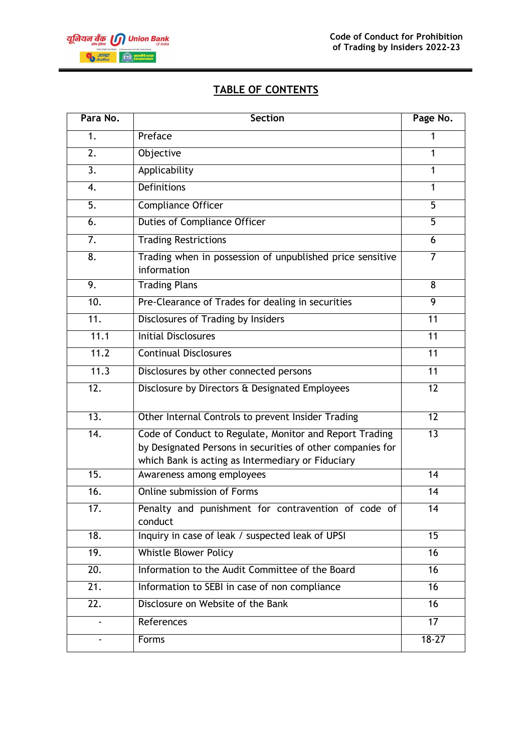## TABLE OF CONTENTS

| Para No. | Section | Page No. |
|---|---|---|
| 1. | Preface | 1 |
| 2. | Objective | 1 |
| 3. | Applicability | 1 |
| 4. | Definitions | 1 |
| 5. | Compliance Officer | 5 |
| 6. | Duties of Compliance Officer | 5 |
| 7. | Trading Restrictions | 6 |
| 8. | Trading when in possession of unpublished price sensitive information | 7 |
| 9. | Trading Plans | 8 |
| 10. | Pre-Clearance of Trades for dealing in securities | 9 |
| 11. | Disclosures of Trading by Insiders | 11 |
| 11.1 | Initial Disclosures | 11 |
| 11.2 | Continual Disclosures | 11 |
| 11.3 | Disclosures by other connected persons | 11 |
| 12. | Disclosure by Directors & Designated Employees | 12 |
| 13. | Other Internal Controls to prevent Insider Trading | 12 |
| 14. | Code of Conduct to Regulate, Monitor and Report Trading by Designated Persons in securities of other companies for which Bank is acting as Intermediary or Fiduciary | 13 |
| 15. | Awareness among employees | 14 |
| 16. | Online submission of Forms | 14 |
| 17. | Penalty and punishment for contravention of code of conduct | 14 |
| 18. | Inquiry in case of leak / suspected leak of UPSI | 15 |
| 19. | Whistle Blower Policy | 16 |
| 20. | Information to the Audit Committee of the Board | 16 |
| 21. | Information to SEBI in case of non compliance | 16 |
| 22. | Disclosure on Website of the Bank | 16 |
| - | References | 17 |
| - | Forms | 18-27 |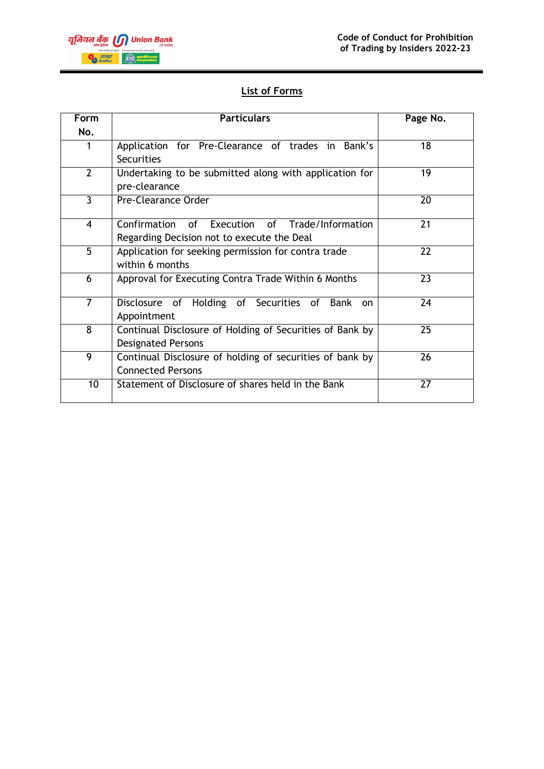## List of Forms

| Form No. | Particulars | Page No. |
|---|---|---|
| 1 | Application for Pre-Clearance of trades in Bank's Securities | 18 |
| 2 | Undertaking to be submitted along with application for pre-clearance | 19 |
| 3 | Pre-Clearance Order | 20 |
| 4 | Confirmation of Execution of Trade/Information Regarding Decision not to execute the Deal | 21 |
| 5 | Application for seeking permission for contra trade within 6 months | 22 |
| 6 | Approval for Executing Contra Trade Within 6 Months | 23 |
| 7 | Disclosure of Holding of Securities of Bank on Appointment | 24 |
| 8 | Continual Disclosure of Holding of Securities of Bank by Designated Persons | 25 |
| 9 | Continual Disclosure of holding of securities of bank by Connected Persons | 26 |
| 10 | Statement of Disclosure of shares held in the Bank | 27 |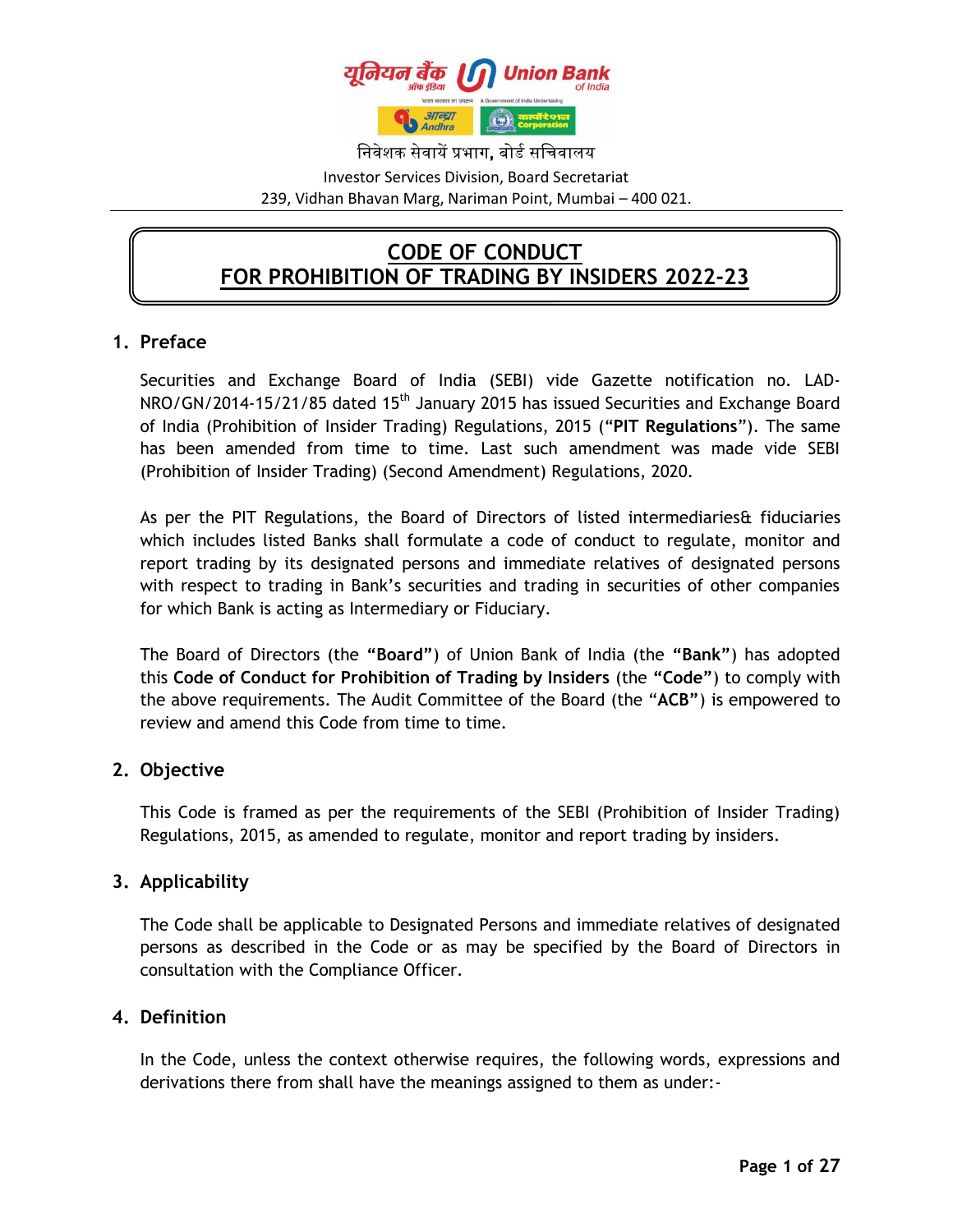निवेशक सेवायें प्रभाग, बोर्ड सचिवालय

Investor Services Division, Board Secretariat

239, Vidhan Bhavan Marg, Nariman Point, Mumbai – 400 021.

# CODE OF CONDUCT FOR PROHIBITION OF TRADING BY INSIDERS 2022-23

## 1. Preface

Securities and Exchange Board of India (SEBI) vide Gazette notification no. LAD-NRO/GN/2014-15/21/85 dated 15th January 2015 has issued Securities and Exchange Board of India (Prohibition of Insider Trading) Regulations, 2015 ("**PIT Regulations**"). The same has been amended from time to time. Last such amendment was made vide SEBI (Prohibition of Insider Trading) (Second Amendment) Regulations, 2020.

As per the PIT Regulations, the Board of Directors of listed intermediaries& fiduciaries which includes listed Banks shall formulate a code of conduct to regulate, monitor and report trading by its designated persons and immediate relatives of designated persons with respect to trading in Bank's securities and trading in securities of other companies for which Bank is acting as Intermediary or Fiduciary.

The Board of Directors (the **"Board"**) of Union Bank of India (the **"Bank"**) has adopted this **Code of Conduct for Prohibition of Trading by Insiders** (the **"Code"**) to comply with the above requirements. The Audit Committee of the Board (the **"ACB"**) is empowered to review and amend this Code from time to time.

## 2. Objective

This Code is framed as per the requirements of the SEBI (Prohibition of Insider Trading) Regulations, 2015, as amended to regulate, monitor and report trading by insiders.

## 3. Applicability

The Code shall be applicable to Designated Persons and immediate relatives of designated persons as described in the Code or as may be specified by the Board of Directors in consultation with the Compliance Officer.

## 4. Definition

In the Code, unless the context otherwise requires, the following words, expressions and derivations there from shall have the meanings assigned to them as under:-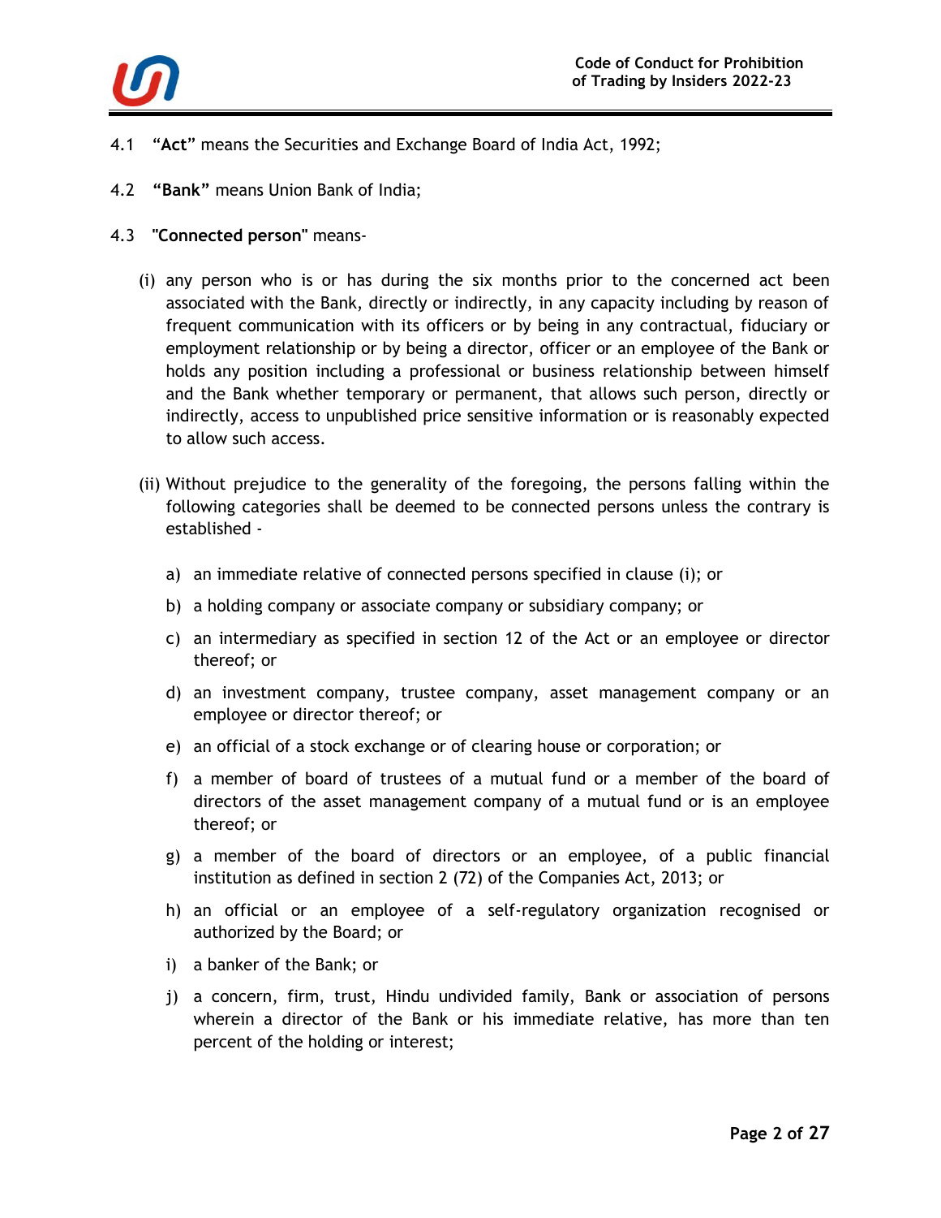4.1 "**Act**" means the Securities and Exchange Board of India Act, 1992;

4.2 **"Bank"** means Union Bank of India;

4.3 **"Connected person"** means-

(i) any person who is or has during the six months prior to the concerned act been associated with the Bank, directly or indirectly, in any capacity including by reason of frequent communication with its officers or by being in any contractual, fiduciary or employment relationship or by being a director, officer or an employee of the Bank or holds any position including a professional or business relationship between himself and the Bank whether temporary or permanent, that allows such person, directly or indirectly, access to unpublished price sensitive information or is reasonably expected to allow such access.

(ii) Without prejudice to the generality of the foregoing, the persons falling within the following categories shall be deemed to be connected persons unless the contrary is established -

a) an immediate relative of connected persons specified in clause (i); or

b) a holding company or associate company or subsidiary company; or

c) an intermediary as specified in section 12 of the Act or an employee or director thereof; or

d) an investment company, trustee company, asset management company or an employee or director thereof; or

e) an official of a stock exchange or of clearing house or corporation; or

f) a member of board of trustees of a mutual fund or a member of the board of directors of the asset management company of a mutual fund or is an employee thereof; or

g) a member of the board of directors or an employee, of a public financial institution as defined in section 2 (72) of the Companies Act, 2013; or

h) an official or an employee of a self-regulatory organization recognised or authorized by the Board; or

i) a banker of the Bank; or

j) a concern, firm, trust, Hindu undivided family, Bank or association of persons wherein a director of the Bank or his immediate relative, has more than ten percent of the holding or interest;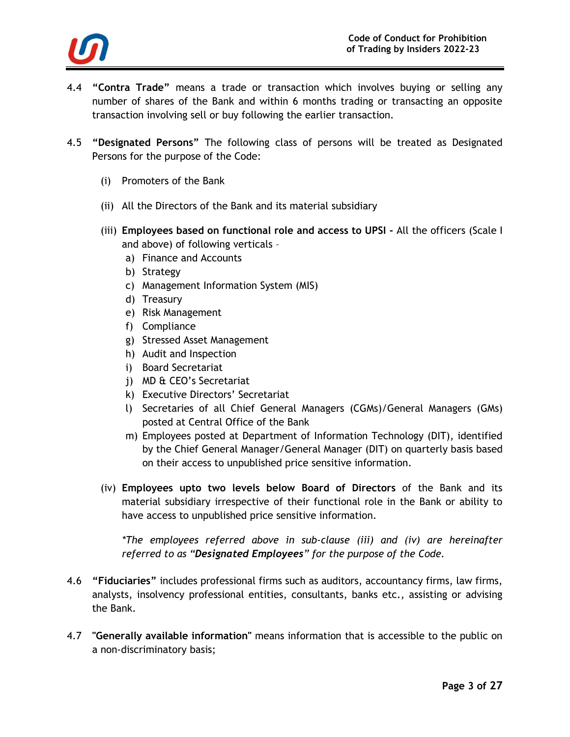4.4 **"Contra Trade"** means a trade or transaction which involves buying or selling any number of shares of the Bank and within 6 months trading or transacting an opposite transaction involving sell or buy following the earlier transaction.

4.5 **"Designated Persons"** The following class of persons will be treated as Designated Persons for the purpose of the Code:

(i) Promoters of the Bank

(ii) All the Directors of the Bank and its material subsidiary

(iii) **Employees based on functional role and access to UPSI -** All the officers (Scale I and above) of following verticals –

a) Finance and Accounts
b) Strategy
c) Management Information System (MIS)
d) Treasury
e) Risk Management
f) Compliance
g) Stressed Asset Management
h) Audit and Inspection
i) Board Secretariat
j) MD & CEO's Secretariat
k) Executive Directors' Secretariat
l) Secretaries of all Chief General Managers (CGMs)/General Managers (GMs) posted at Central Office of the Bank
m) Employees posted at Department of Information Technology (DIT), identified by the Chief General Manager/General Manager (DIT) on quarterly basis based on their access to unpublished price sensitive information.

(iv) **Employees upto two levels below Board of Directors** of the Bank and its material subsidiary irrespective of their functional role in the Bank or ability to have access to unpublished price sensitive information.

*\*The employees referred above in sub-clause (iii) and (iv) are hereinafter referred to as **"Designated Employees"** for the purpose of the Code.*

4.6 **"Fiduciaries"** includes professional firms such as auditors, accountancy firms, law firms, analysts, insolvency professional entities, consultants, banks etc., assisting or advising the Bank.

4.7 **"Generally available information"** means information that is accessible to the public on a non-discriminatory basis;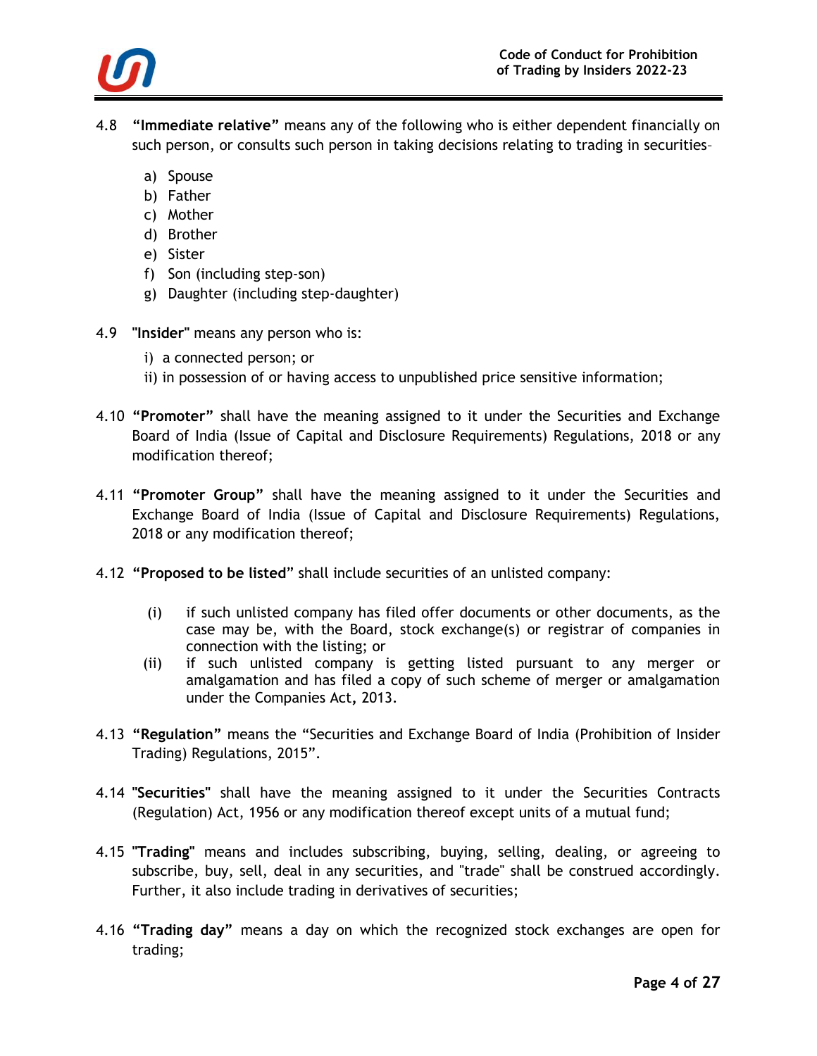4.8 **"Immediate relative"** means any of the following who is either dependent financially on such person, or consults such person in taking decisions relating to trading in securities–

a) Spouse
b) Father
c) Mother
d) Brother
e) Sister
f) Son (including step-son)
g) Daughter (including step-daughter)

4.9 **"Insider"** means any person who is:

i) a connected person; or
ii) in possession of or having access to unpublished price sensitive information;

4.10 **"Promoter"** shall have the meaning assigned to it under the Securities and Exchange Board of India (Issue of Capital and Disclosure Requirements) Regulations, 2018 or any modification thereof;

4.11 **"Promoter Group"** shall have the meaning assigned to it under the Securities and Exchange Board of India (Issue of Capital and Disclosure Requirements) Regulations, 2018 or any modification thereof;

4.12 **"Proposed to be listed"** shall include securities of an unlisted company:

(i) if such unlisted company has filed offer documents or other documents, as the case may be, with the Board, stock exchange(s) or registrar of companies in connection with the listing; or
(ii) if such unlisted company is getting listed pursuant to any merger or amalgamation and has filed a copy of such scheme of merger or amalgamation under the Companies Act, 2013.

4.13 **"Regulation"** means the "Securities and Exchange Board of India (Prohibition of Insider Trading) Regulations, 2015".

4.14 **"Securities"** shall have the meaning assigned to it under the Securities Contracts (Regulation) Act, 1956 or any modification thereof except units of a mutual fund;

4.15 **"Trading"** means and includes subscribing, buying, selling, dealing, or agreeing to subscribe, buy, sell, deal in any securities, and "trade" shall be construed accordingly. Further, it also include trading in derivatives of securities;

4.16 **"Trading day"** means a day on which the recognized stock exchanges are open for trading;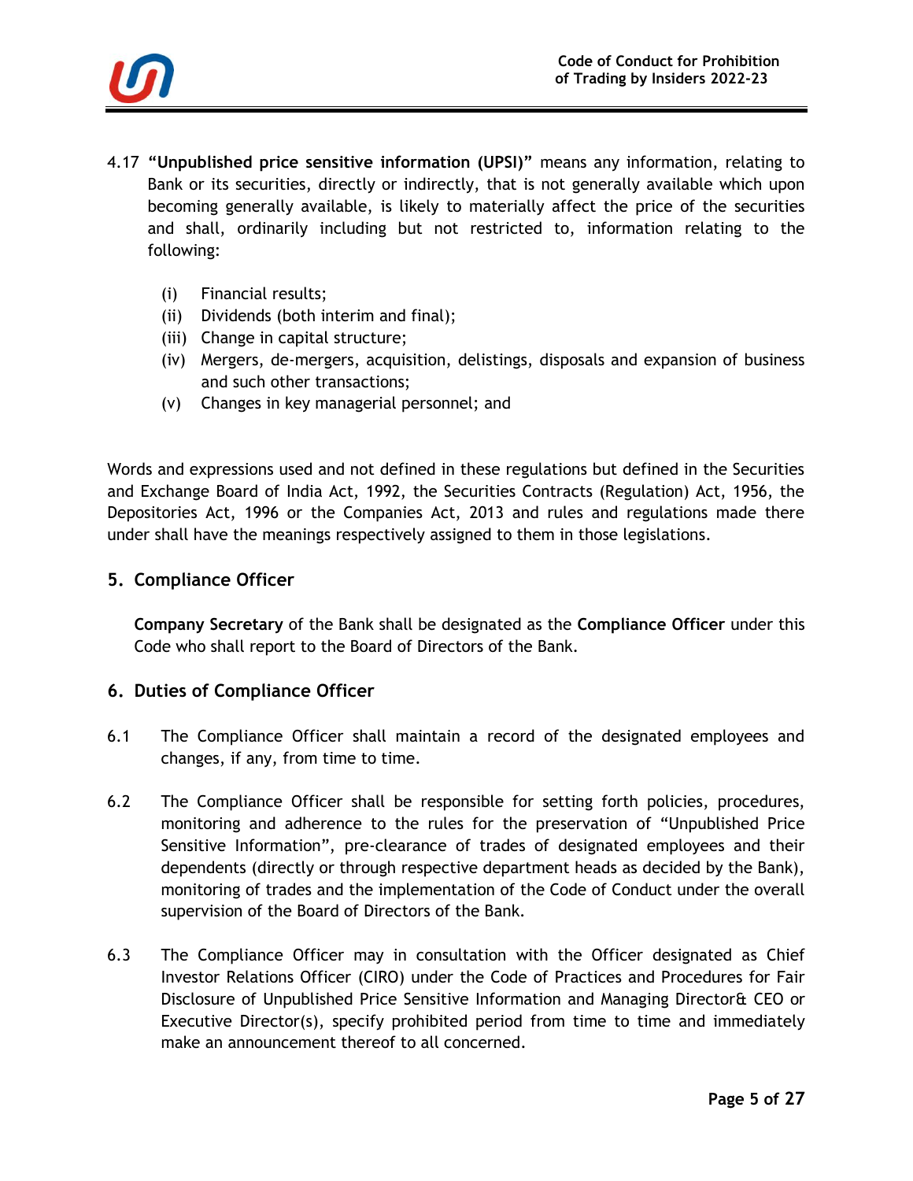4.17 **"Unpublished price sensitive information (UPSI)"** means any information, relating to Bank or its securities, directly or indirectly, that is not generally available which upon becoming generally available, is likely to materially affect the price of the securities and shall, ordinarily including but not restricted to, information relating to the following:

- (i) Financial results;
- (ii) Dividends (both interim and final);
- (iii) Change in capital structure;
- (iv) Mergers, de-mergers, acquisition, delistings, disposals and expansion of business and such other transactions;
- (v) Changes in key managerial personnel; and

Words and expressions used and not defined in these regulations but defined in the Securities and Exchange Board of India Act, 1992, the Securities Contracts (Regulation) Act, 1956, the Depositories Act, 1996 or the Companies Act, 2013 and rules and regulations made there under shall have the meanings respectively assigned to them in those legislations.

## 5. Compliance Officer

**Company Secretary** of the Bank shall be designated as the **Compliance Officer** under this Code who shall report to the Board of Directors of the Bank.

## 6. Duties of Compliance Officer

6.1 The Compliance Officer shall maintain a record of the designated employees and changes, if any, from time to time.

6.2 The Compliance Officer shall be responsible for setting forth policies, procedures, monitoring and adherence to the rules for the preservation of "Unpublished Price Sensitive Information", pre-clearance of trades of designated employees and their dependents (directly or through respective department heads as decided by the Bank), monitoring of trades and the implementation of the Code of Conduct under the overall supervision of the Board of Directors of the Bank.

6.3 The Compliance Officer may in consultation with the Officer designated as Chief Investor Relations Officer (CIRO) under the Code of Practices and Procedures for Fair Disclosure of Unpublished Price Sensitive Information and Managing Director& CEO or Executive Director(s), specify prohibited period from time to time and immediately make an announcement thereof to all concerned.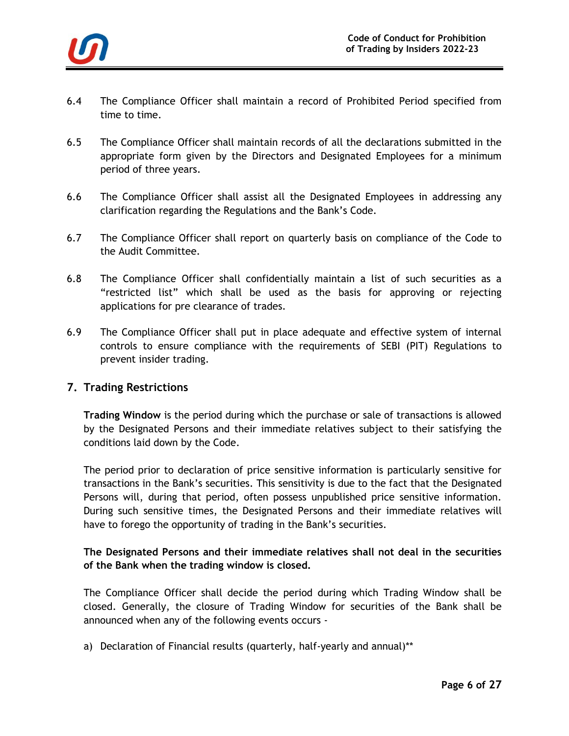6.4 The Compliance Officer shall maintain a record of Prohibited Period specified from time to time.

6.5 The Compliance Officer shall maintain records of all the declarations submitted in the appropriate form given by the Directors and Designated Employees for a minimum period of three years.

6.6 The Compliance Officer shall assist all the Designated Employees in addressing any clarification regarding the Regulations and the Bank's Code.

6.7 The Compliance Officer shall report on quarterly basis on compliance of the Code to the Audit Committee.

6.8 The Compliance Officer shall confidentially maintain a list of such securities as a "restricted list" which shall be used as the basis for approving or rejecting applications for pre clearance of trades.

6.9 The Compliance Officer shall put in place adequate and effective system of internal controls to ensure compliance with the requirements of SEBI (PIT) Regulations to prevent insider trading.

## 7. Trading Restrictions

**Trading Window** is the period during which the purchase or sale of transactions is allowed by the Designated Persons and their immediate relatives subject to their satisfying the conditions laid down by the Code.

The period prior to declaration of price sensitive information is particularly sensitive for transactions in the Bank's securities. This sensitivity is due to the fact that the Designated Persons will, during that period, often possess unpublished price sensitive information. During such sensitive times, the Designated Persons and their immediate relatives will have to forego the opportunity of trading in the Bank's securities.

**The Designated Persons and their immediate relatives shall not deal in the securities of the Bank when the trading window is closed.**

The Compliance Officer shall decide the period during which Trading Window shall be closed. Generally, the closure of Trading Window for securities of the Bank shall be announced when any of the following events occurs -

a) Declaration of Financial results (quarterly, half-yearly and annual)**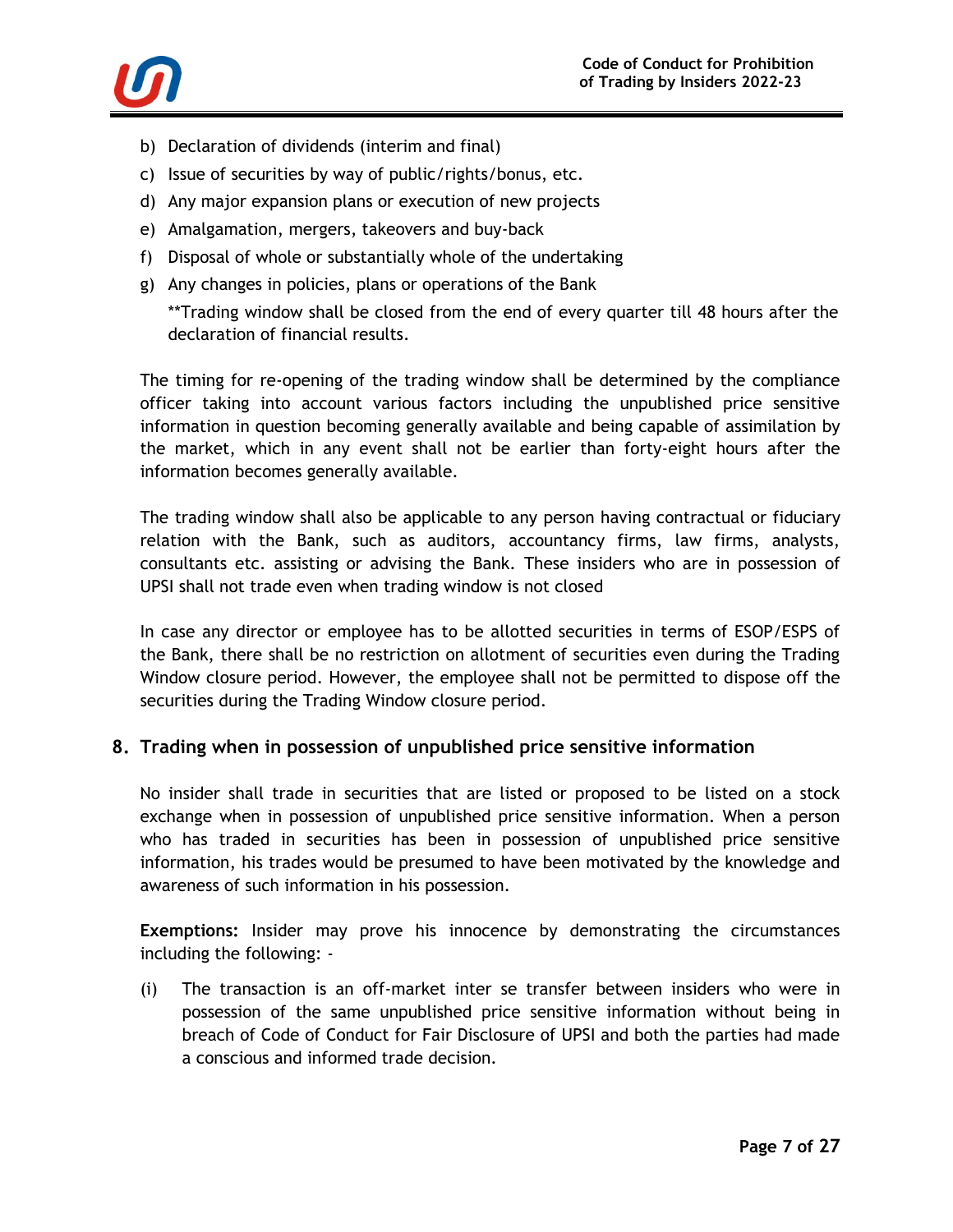b) Declaration of dividends (interim and final)
c) Issue of securities by way of public/rights/bonus, etc.
d) Any major expansion plans or execution of new projects
e) Amalgamation, mergers, takeovers and buy-back
f) Disposal of whole or substantially whole of the undertaking
g) Any changes in policies, plans or operations of the Bank

   **Trading window shall be closed from the end of every quarter till 48 hours after the declaration of financial results.

The timing for re-opening of the trading window shall be determined by the compliance officer taking into account various factors including the unpublished price sensitive information in question becoming generally available and being capable of assimilation by the market, which in any event shall not be earlier than forty-eight hours after the information becomes generally available.

The trading window shall also be applicable to any person having contractual or fiduciary relation with the Bank, such as auditors, accountancy firms, law firms, analysts, consultants etc. assisting or advising the Bank. These insiders who are in possession of UPSI shall not trade even when trading window is not closed

In case any director or employee has to be allotted securities in terms of ESOP/ESPS of the Bank, there shall be no restriction on allotment of securities even during the Trading Window closure period. However, the employee shall not be permitted to dispose off the securities during the Trading Window closure period.

## 8. Trading when in possession of unpublished price sensitive information

No insider shall trade in securities that are listed or proposed to be listed on a stock exchange when in possession of unpublished price sensitive information. When a person who has traded in securities has been in possession of unpublished price sensitive information, his trades would be presumed to have been motivated by the knowledge and awareness of such information in his possession.

**Exemptions:** Insider may prove his innocence by demonstrating the circumstances including the following: -

(i) The transaction is an off-market inter se transfer between insiders who were in possession of the same unpublished price sensitive information without being in breach of Code of Conduct for Fair Disclosure of UPSI and both the parties had made a conscious and informed trade decision.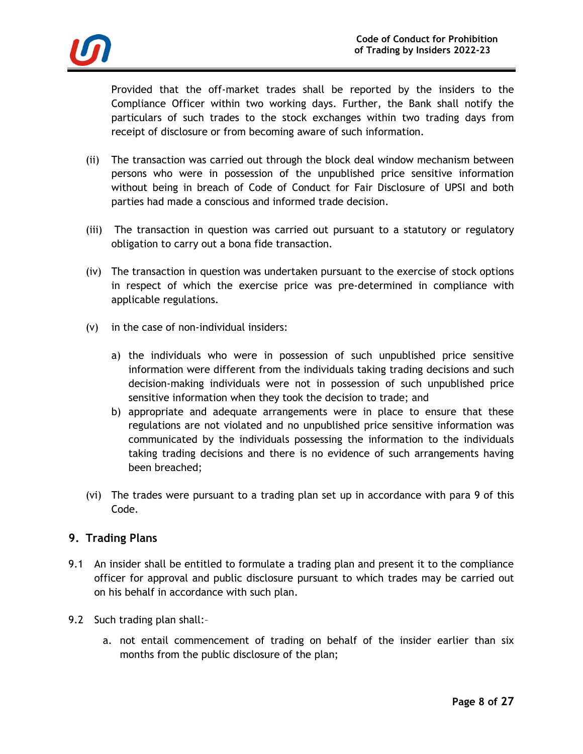Provided that the off-market trades shall be reported by the insiders to the Compliance Officer within two working days. Further, the Bank shall notify the particulars of such trades to the stock exchanges within two trading days from receipt of disclosure or from becoming aware of such information.

(ii) The transaction was carried out through the block deal window mechanism between persons who were in possession of the unpublished price sensitive information without being in breach of Code of Conduct for Fair Disclosure of UPSI and both parties had made a conscious and informed trade decision.

(iii) The transaction in question was carried out pursuant to a statutory or regulatory obligation to carry out a bona fide transaction.

(iv) The transaction in question was undertaken pursuant to the exercise of stock options in respect of which the exercise price was pre-determined in compliance with applicable regulations.

(v) in the case of non-individual insiders:

   a) the individuals who were in possession of such unpublished price sensitive information were different from the individuals taking trading decisions and such decision-making individuals were not in possession of such unpublished price sensitive information when they took the decision to trade; and
   b) appropriate and adequate arrangements were in place to ensure that these regulations are not violated and no unpublished price sensitive information was communicated by the individuals possessing the information to the individuals taking trading decisions and there is no evidence of such arrangements having been breached;

(vi) The trades were pursuant to a trading plan set up in accordance with para 9 of this Code.

## 9. Trading Plans

9.1 An insider shall be entitled to formulate a trading plan and present it to the compliance officer for approval and public disclosure pursuant to which trades may be carried out on his behalf in accordance with such plan.

9.2 Such trading plan shall:-

   a. not entail commencement of trading on behalf of the insider earlier than six months from the public disclosure of the plan;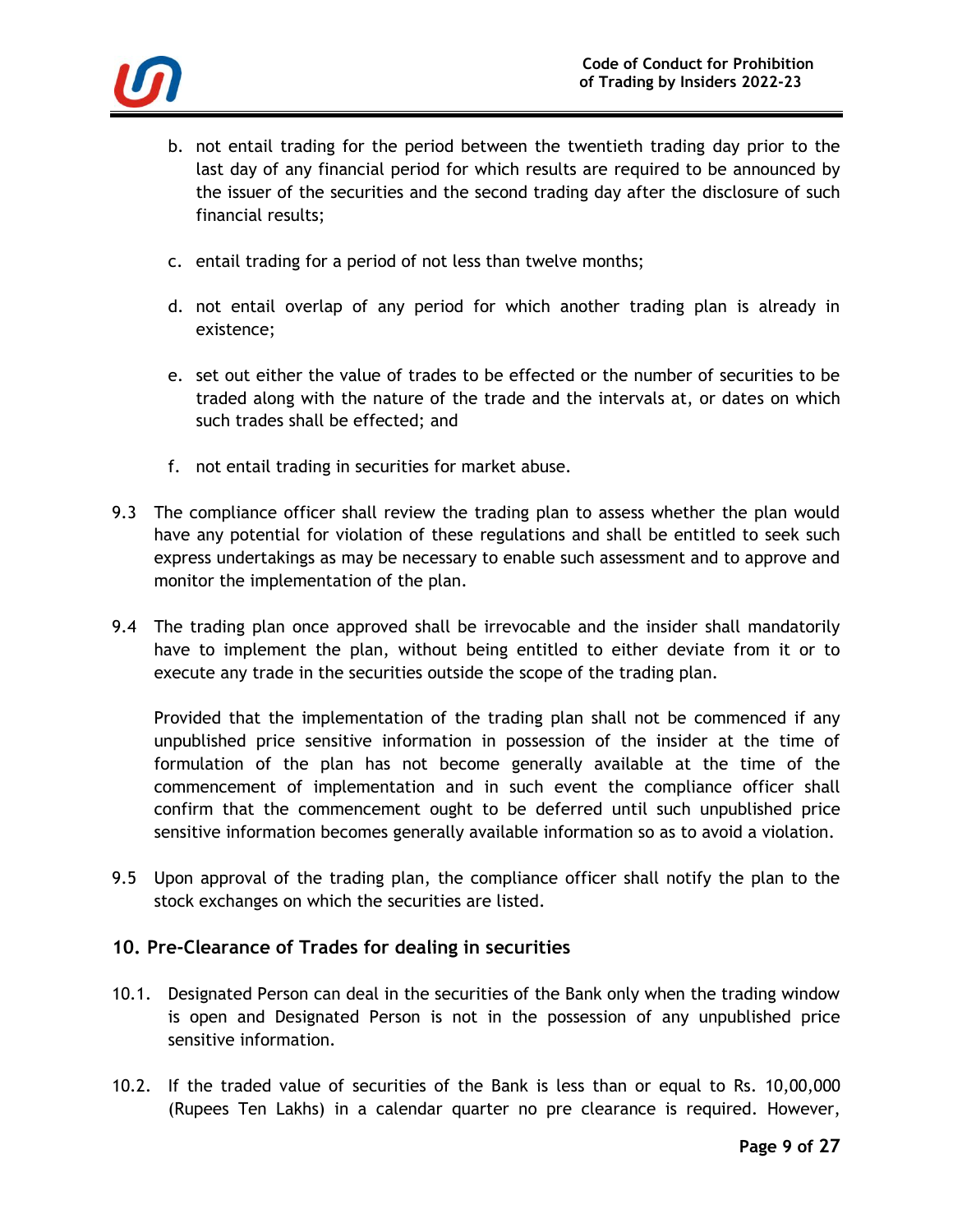b. not entail trading for the period between the twentieth trading day prior to the last day of any financial period for which results are required to be announced by the issuer of the securities and the second trading day after the disclosure of such financial results;

c. entail trading for a period of not less than twelve months;

d. not entail overlap of any period for which another trading plan is already in existence;

e. set out either the value of trades to be effected or the number of securities to be traded along with the nature of the trade and the intervals at, or dates on which such trades shall be effected; and

f. not entail trading in securities for market abuse.

9.3 The compliance officer shall review the trading plan to assess whether the plan would have any potential for violation of these regulations and shall be entitled to seek such express undertakings as may be necessary to enable such assessment and to approve and monitor the implementation of the plan.

9.4 The trading plan once approved shall be irrevocable and the insider shall mandatorily have to implement the plan, without being entitled to either deviate from it or to execute any trade in the securities outside the scope of the trading plan.

Provided that the implementation of the trading plan shall not be commenced if any unpublished price sensitive information in possession of the insider at the time of formulation of the plan has not become generally available at the time of the commencement of implementation and in such event the compliance officer shall confirm that the commencement ought to be deferred until such unpublished price sensitive information becomes generally available information so as to avoid a violation.

9.5 Upon approval of the trading plan, the compliance officer shall notify the plan to the stock exchanges on which the securities are listed.

## 10. Pre-Clearance of Trades for dealing in securities

10.1. Designated Person can deal in the securities of the Bank only when the trading window is open and Designated Person is not in the possession of any unpublished price sensitive information.

10.2. If the traded value of securities of the Bank is less than or equal to Rs. 10,00,000 (Rupees Ten Lakhs) in a calendar quarter no pre clearance is required. However,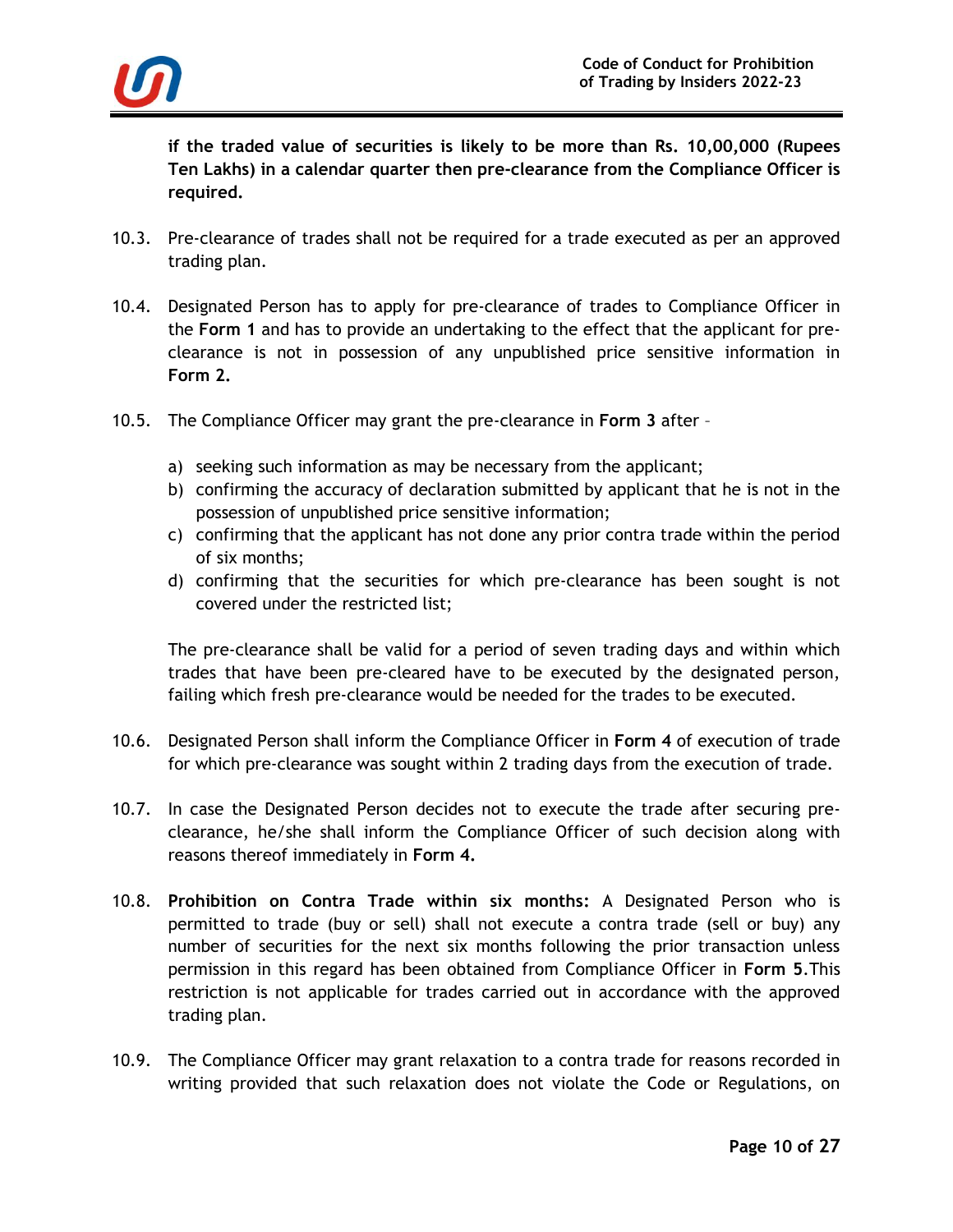**if the traded value of securities is likely to be more than Rs. 10,00,000 (Rupees Ten Lakhs) in a calendar quarter then pre-clearance from the Compliance Officer is required.**

10.3. Pre-clearance of trades shall not be required for a trade executed as per an approved trading plan.

10.4. Designated Person has to apply for pre-clearance of trades to Compliance Officer in the **Form 1** and has to provide an undertaking to the effect that the applicant for pre-clearance is not in possession of any unpublished price sensitive information in **Form 2.**

10.5. The Compliance Officer may grant the pre-clearance in **Form 3** after –

a) seeking such information as may be necessary from the applicant;
b) confirming the accuracy of declaration submitted by applicant that he is not in the possession of unpublished price sensitive information;
c) confirming that the applicant has not done any prior contra trade within the period of six months;
d) confirming that the securities for which pre-clearance has been sought is not covered under the restricted list;

The pre-clearance shall be valid for a period of seven trading days and within which trades that have been pre-cleared have to be executed by the designated person, failing which fresh pre-clearance would be needed for the trades to be executed.

10.6. Designated Person shall inform the Compliance Officer in **Form 4** of execution of trade for which pre-clearance was sought within 2 trading days from the execution of trade.

10.7. In case the Designated Person decides not to execute the trade after securing pre-clearance, he/she shall inform the Compliance Officer of such decision along with reasons thereof immediately in **Form 4.**

10.8. **Prohibition on Contra Trade within six months:** A Designated Person who is permitted to trade (buy or sell) shall not execute a contra trade (sell or buy) any number of securities for the next six months following the prior transaction unless permission in this regard has been obtained from Compliance Officer in **Form 5**.This restriction is not applicable for trades carried out in accordance with the approved trading plan.

10.9. The Compliance Officer may grant relaxation to a contra trade for reasons recorded in writing provided that such relaxation does not violate the Code or Regulations, on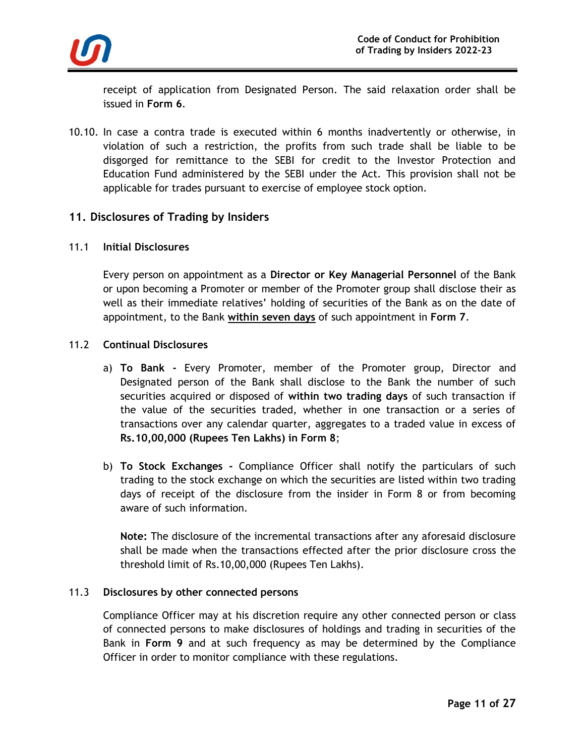receipt of application from Designated Person. The said relaxation order shall be issued in **Form 6**.

10.10. In case a contra trade is executed within 6 months inadvertently or otherwise, in violation of such a restriction, the profits from such trade shall be liable to be disgorged for remittance to the SEBI for credit to the Investor Protection and Education Fund administered by the SEBI under the Act. This provision shall not be applicable for trades pursuant to exercise of employee stock option.

## 11. Disclosures of Trading by Insiders

### 11.1 Initial Disclosures

Every person on appointment as a **Director or Key Managerial Personnel** of the Bank or upon becoming a Promoter or member of the Promoter group shall disclose their as well as their immediate relatives' holding of securities of the Bank as on the date of appointment, to the Bank **within seven days** of such appointment in **Form 7**.

### 11.2 Continual Disclosures

a) **To Bank -** Every Promoter, member of the Promoter group, Director and Designated person of the Bank shall disclose to the Bank the number of such securities acquired or disposed of **within two trading days** of such transaction if the value of the securities traded, whether in one transaction or a series of transactions over any calendar quarter, aggregates to a traded value in excess of **Rs.10,00,000 (Rupees Ten Lakhs) in Form 8**;

b) **To Stock Exchanges -** Compliance Officer shall notify the particulars of such trading to the stock exchange on which the securities are listed within two trading days of receipt of the disclosure from the insider in Form 8 or from becoming aware of such information.

**Note:** The disclosure of the incremental transactions after any aforesaid disclosure shall be made when the transactions effected after the prior disclosure cross the threshold limit of Rs.10,00,000 (Rupees Ten Lakhs).

### 11.3 Disclosures by other connected persons

Compliance Officer may at his discretion require any other connected person or class of connected persons to make disclosures of holdings and trading in securities of the Bank in **Form 9** and at such frequency as may be determined by the Compliance Officer in order to monitor compliance with these regulations.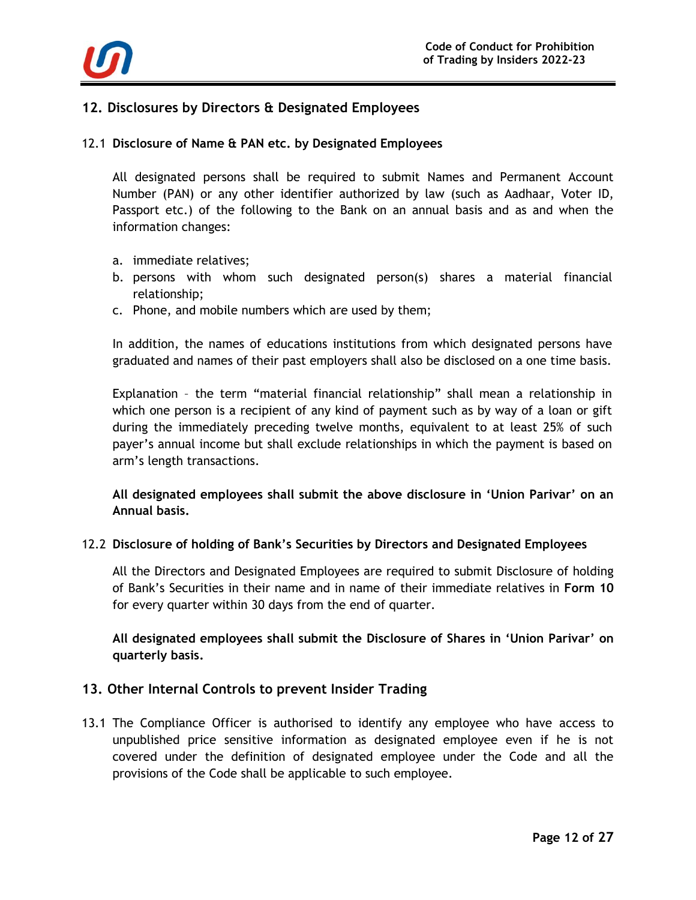## 12. Disclosures by Directors & Designated Employees

12.1 **Disclosure of Name & PAN etc. by Designated Employees**

All designated persons shall be required to submit Names and Permanent Account Number (PAN) or any other identifier authorized by law (such as Aadhaar, Voter ID, Passport etc.) of the following to the Bank on an annual basis and as and when the information changes:

a. immediate relatives;
b. persons with whom such designated person(s) shares a material financial relationship;
c. Phone, and mobile numbers which are used by them;

In addition, the names of educations institutions from which designated persons have graduated and names of their past employers shall also be disclosed on a one time basis.

Explanation – the term "material financial relationship" shall mean a relationship in which one person is a recipient of any kind of payment such as by way of a loan or gift during the immediately preceding twelve months, equivalent to at least 25% of such payer's annual income but shall exclude relationships in which the payment is based on arm's length transactions.

**All designated employees shall submit the above disclosure in 'Union Parivar' on an Annual basis.**

12.2 **Disclosure of holding of Bank's Securities by Directors and Designated Employees**

All the Directors and Designated Employees are required to submit Disclosure of holding of Bank's Securities in their name and in name of their immediate relatives in **Form 10** for every quarter within 30 days from the end of quarter.

**All designated employees shall submit the Disclosure of Shares in 'Union Parivar' on quarterly basis.**

## 13. Other Internal Controls to prevent Insider Trading

13.1 The Compliance Officer is authorised to identify any employee who have access to unpublished price sensitive information as designated employee even if he is not covered under the definition of designated employee under the Code and all the provisions of the Code shall be applicable to such employee.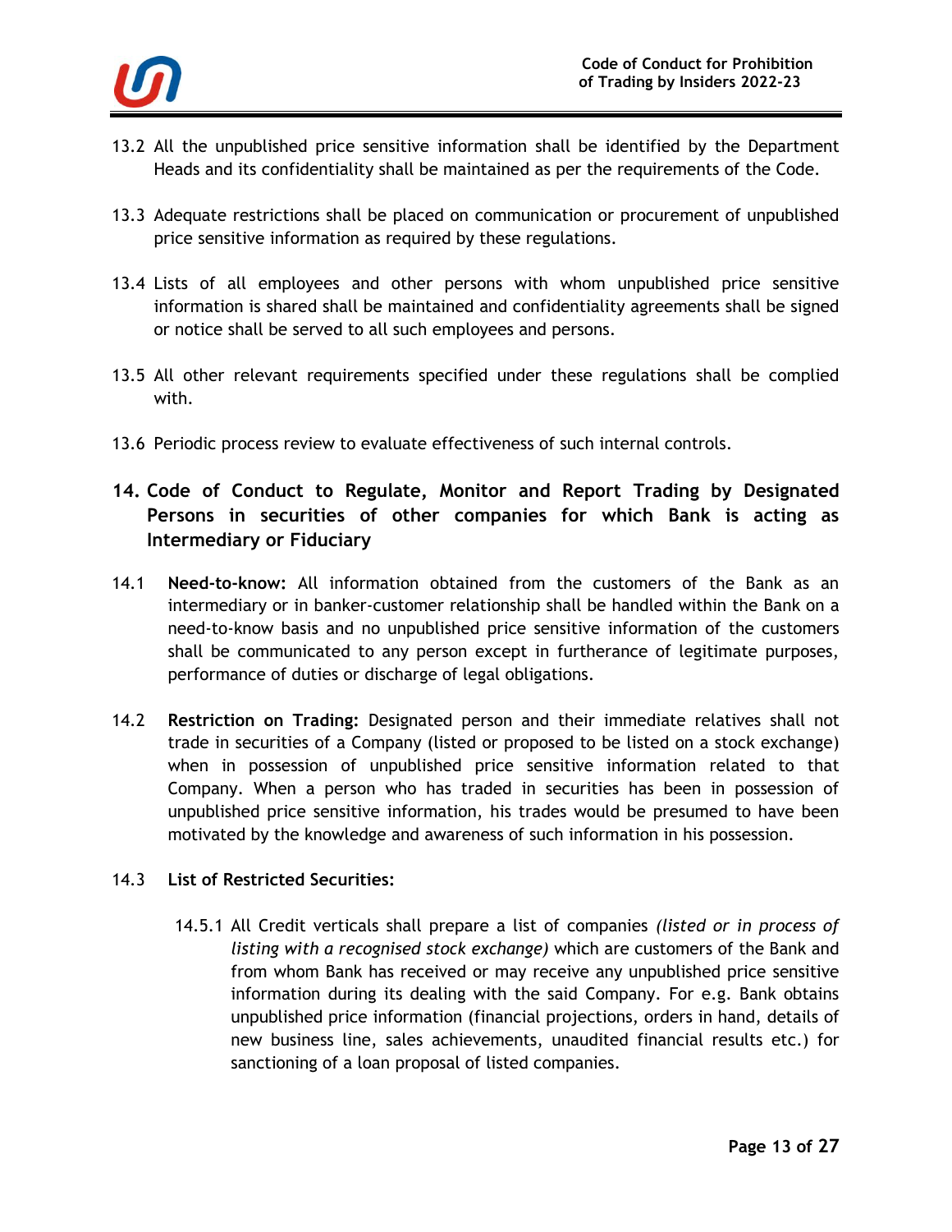13.2 All the unpublished price sensitive information shall be identified by the Department Heads and its confidentiality shall be maintained as per the requirements of the Code.

13.3 Adequate restrictions shall be placed on communication or procurement of unpublished price sensitive information as required by these regulations.

13.4 Lists of all employees and other persons with whom unpublished price sensitive information is shared shall be maintained and confidentiality agreements shall be signed or notice shall be served to all such employees and persons.

13.5 All other relevant requirements specified under these regulations shall be complied with.

13.6 Periodic process review to evaluate effectiveness of such internal controls.

## 14. Code of Conduct to Regulate, Monitor and Report Trading by Designated Persons in securities of other companies for which Bank is acting as Intermediary or Fiduciary

14.1 **Need-to-know:** All information obtained from the customers of the Bank as an intermediary or in banker-customer relationship shall be handled within the Bank on a need-to-know basis and no unpublished price sensitive information of the customers shall be communicated to any person except in furtherance of legitimate purposes, performance of duties or discharge of legal obligations.

14.2 **Restriction on Trading:** Designated person and their immediate relatives shall not trade in securities of a Company (listed or proposed to be listed on a stock exchange) when in possession of unpublished price sensitive information related to that Company. When a person who has traded in securities has been in possession of unpublished price sensitive information, his trades would be presumed to have been motivated by the knowledge and awareness of such information in his possession.

14.3 **List of Restricted Securities:**

14.5.1 All Credit verticals shall prepare a list of companies *(listed or in process of listing with a recognised stock exchange)* which are customers of the Bank and from whom Bank has received or may receive any unpublished price sensitive information during its dealing with the said Company. For e.g. Bank obtains unpublished price information (financial projections, orders in hand, details of new business line, sales achievements, unaudited financial results etc.) for sanctioning of a loan proposal of listed companies.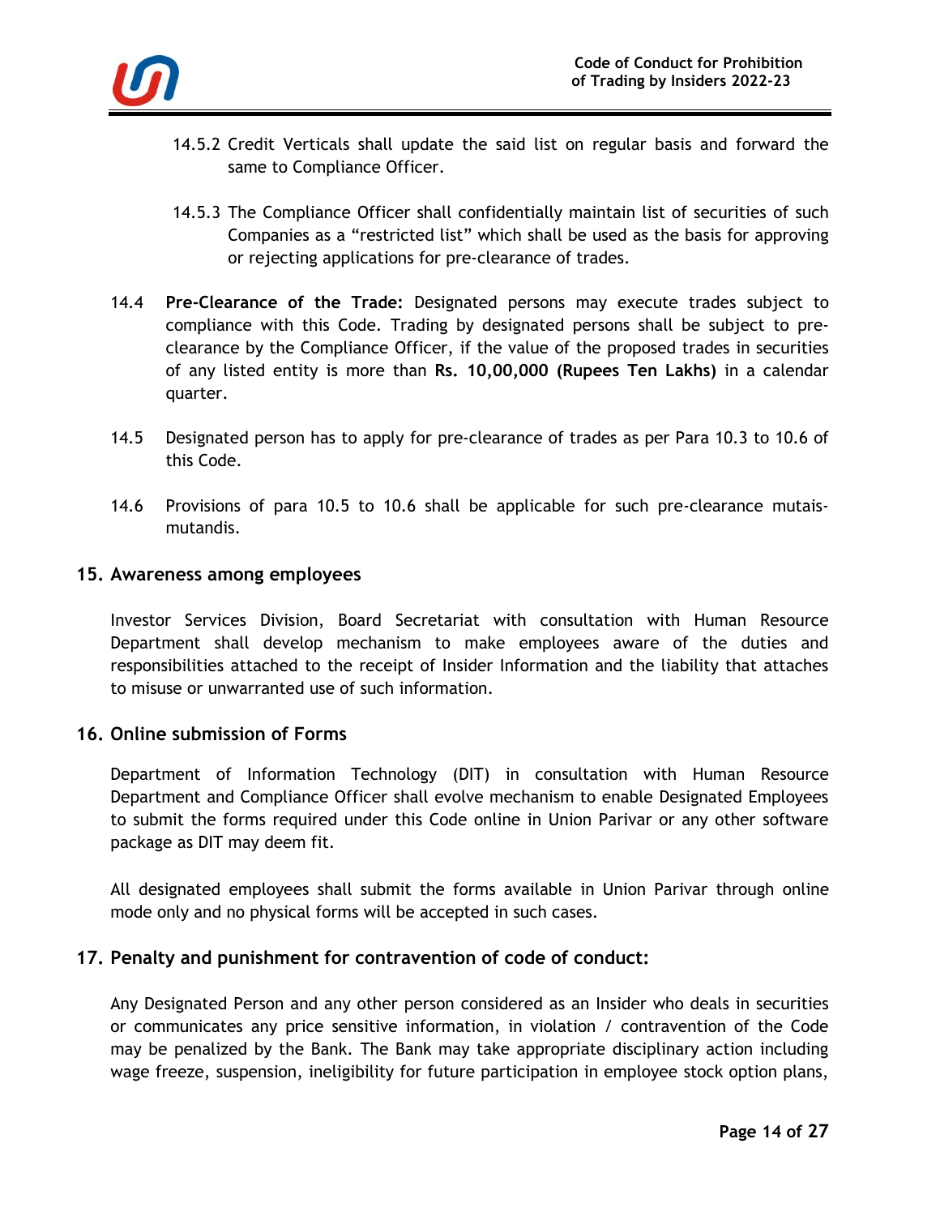14.5.2 Credit Verticals shall update the said list on regular basis and forward the same to Compliance Officer.

14.5.3 The Compliance Officer shall confidentially maintain list of securities of such Companies as a “restricted list” which shall be used as the basis for approving or rejecting applications for pre-clearance of trades.

14.4 **Pre-Clearance of the Trade:** Designated persons may execute trades subject to compliance with this Code. Trading by designated persons shall be subject to pre-clearance by the Compliance Officer, if the value of the proposed trades in securities of any listed entity is more than **Rs. 10,00,000 (Rupees Ten Lakhs)** in a calendar quarter.

14.5 Designated person has to apply for pre-clearance of trades as per Para 10.3 to 10.6 of this Code.

14.6 Provisions of para 10.5 to 10.6 shall be applicable for such pre-clearance mutais-mutandis.

## 15. Awareness among employees

Investor Services Division, Board Secretariat with consultation with Human Resource Department shall develop mechanism to make employees aware of the duties and responsibilities attached to the receipt of Insider Information and the liability that attaches to misuse or unwarranted use of such information.

## 16. Online submission of Forms

Department of Information Technology (DIT) in consultation with Human Resource Department and Compliance Officer shall evolve mechanism to enable Designated Employees to submit the forms required under this Code online in Union Parivar or any other software package as DIT may deem fit.

All designated employees shall submit the forms available in Union Parivar through online mode only and no physical forms will be accepted in such cases.

## 17. Penalty and punishment for contravention of code of conduct:

Any Designated Person and any other person considered as an Insider who deals in securities or communicates any price sensitive information, in violation / contravention of the Code may be penalized by the Bank. The Bank may take appropriate disciplinary action including wage freeze, suspension, ineligibility for future participation in employee stock option plans,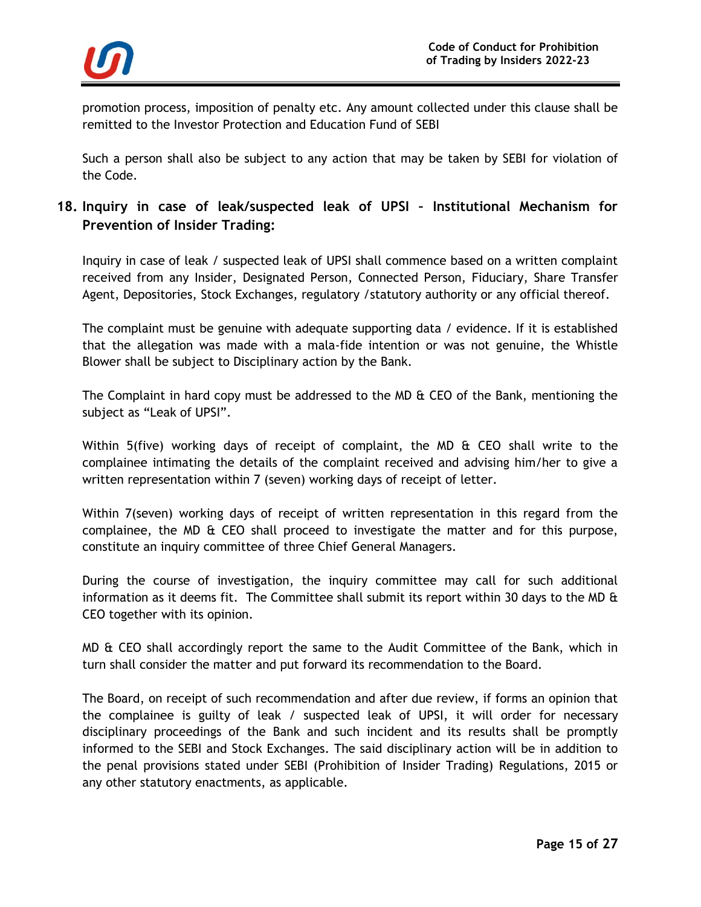promotion process, imposition of penalty etc. Any amount collected under this clause shall be remitted to the Investor Protection and Education Fund of SEBI

Such a person shall also be subject to any action that may be taken by SEBI for violation of the Code.

## 18. Inquiry in case of leak/suspected leak of UPSI – Institutional Mechanism for Prevention of Insider Trading:

Inquiry in case of leak / suspected leak of UPSI shall commence based on a written complaint received from any Insider, Designated Person, Connected Person, Fiduciary, Share Transfer Agent, Depositories, Stock Exchanges, regulatory /statutory authority or any official thereof.

The complaint must be genuine with adequate supporting data / evidence. If it is established that the allegation was made with a mala-fide intention or was not genuine, the Whistle Blower shall be subject to Disciplinary action by the Bank.

The Complaint in hard copy must be addressed to the MD & CEO of the Bank, mentioning the subject as "Leak of UPSI".

Within 5(five) working days of receipt of complaint, the MD & CEO shall write to the complainee intimating the details of the complaint received and advising him/her to give a written representation within 7 (seven) working days of receipt of letter.

Within 7(seven) working days of receipt of written representation in this regard from the complainee, the MD & CEO shall proceed to investigate the matter and for this purpose, constitute an inquiry committee of three Chief General Managers.

During the course of investigation, the inquiry committee may call for such additional information as it deems fit. The Committee shall submit its report within 30 days to the MD & CEO together with its opinion.

MD & CEO shall accordingly report the same to the Audit Committee of the Bank, which in turn shall consider the matter and put forward its recommendation to the Board.

The Board, on receipt of such recommendation and after due review, if forms an opinion that the complainee is guilty of leak / suspected leak of UPSI, it will order for necessary disciplinary proceedings of the Bank and such incident and its results shall be promptly informed to the SEBI and Stock Exchanges. The said disciplinary action will be in addition to the penal provisions stated under SEBI (Prohibition of Insider Trading) Regulations, 2015 or any other statutory enactments, as applicable.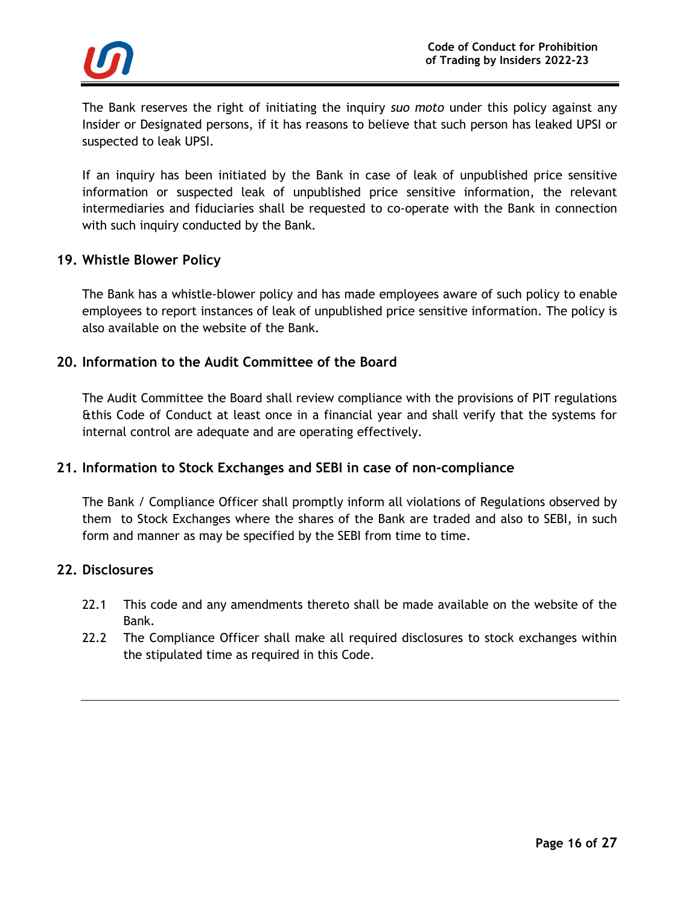The Bank reserves the right of initiating the inquiry *suo moto* under this policy against any Insider or Designated persons, if it has reasons to believe that such person has leaked UPSI or suspected to leak UPSI.

If an inquiry has been initiated by the Bank in case of leak of unpublished price sensitive information or suspected leak of unpublished price sensitive information, the relevant intermediaries and fiduciaries shall be requested to co-operate with the Bank in connection with such inquiry conducted by the Bank.

## 19. Whistle Blower Policy

The Bank has a whistle-blower policy and has made employees aware of such policy to enable employees to report instances of leak of unpublished price sensitive information. The policy is also available on the website of the Bank.

## 20. Information to the Audit Committee of the Board

The Audit Committee the Board shall review compliance with the provisions of PIT regulations &this Code of Conduct at least once in a financial year and shall verify that the systems for internal control are adequate and are operating effectively.

## 21. Information to Stock Exchanges and SEBI in case of non-compliance

The Bank / Compliance Officer shall promptly inform all violations of Regulations observed by them to Stock Exchanges where the shares of the Bank are traded and also to SEBI, in such form and manner as may be specified by the SEBI from time to time.

## 22. Disclosures

22.1 This code and any amendments thereto shall be made available on the website of the Bank.

22.2 The Compliance Officer shall make all required disclosures to stock exchanges within the stipulated time as required in this Code.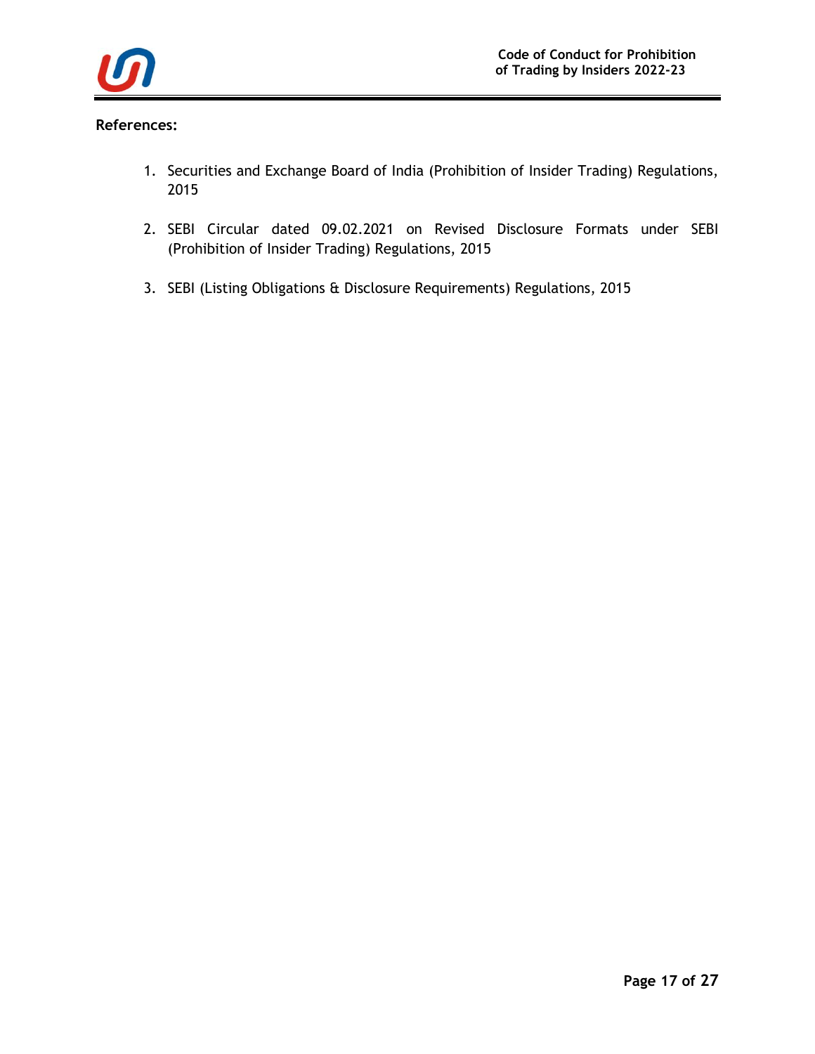**References:**

1. Securities and Exchange Board of India (Prohibition of Insider Trading) Regulations, 2015

2. SEBI Circular dated 09.02.2021 on Revised Disclosure Formats under SEBI (Prohibition of Insider Trading) Regulations, 2015

3. SEBI (Listing Obligations & Disclosure Requirements) Regulations, 2015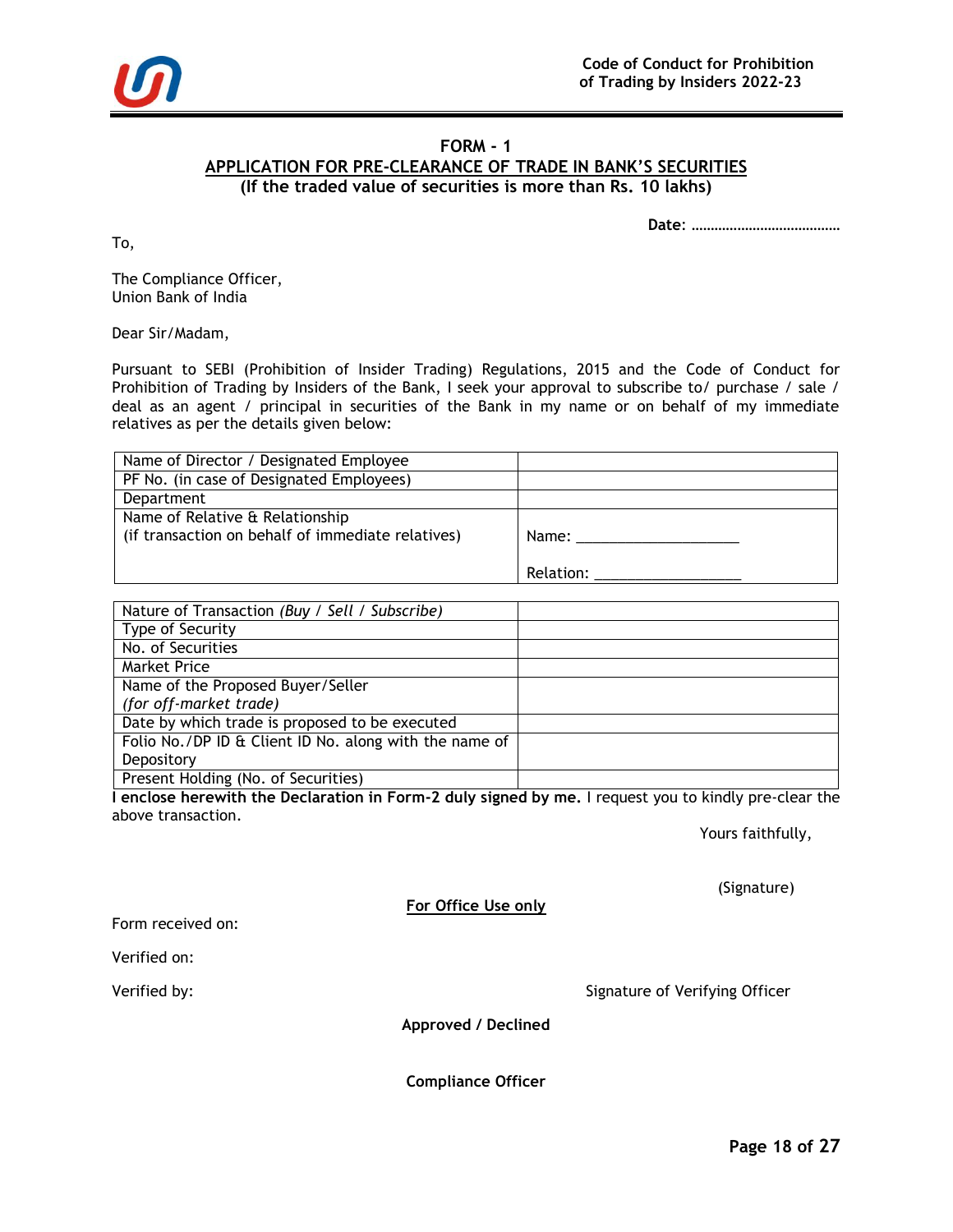# FORM - 1

## APPLICATION FOR PRE-CLEARANCE OF TRADE IN BANK'S SECURITIES

**(If the traded value of securities is more than Rs. 10 lakhs)**

**Date**: ……………………………….

To,

The Compliance Officer,
Union Bank of India

Dear Sir/Madam,

Pursuant to SEBI (Prohibition of Insider Trading) Regulations, 2015 and the Code of Conduct for Prohibition of Trading by Insiders of the Bank, I seek your approval to subscribe to/ purchase / sale / deal as an agent / principal in securities of the Bank in my name or on behalf of my immediate relatives as per the details given below:

| | |
|---|---|
| Name of Director / Designated Employee | |
| PF No. (in case of Designated Employees) | |
| Department | |
| Name of Relative & Relationship<br>(if transaction on behalf of immediate relatives) | Name: ___________________<br><br>Relation: _________________ |

| | |
|---|---|
| Nature of Transaction *(Buy / Sell / Subscribe)* | |
| Type of Security | |
| No. of Securities | |
| Market Price | |
| Name of the Proposed Buyer/Seller<br>*(for off-market trade)* | |
| Date by which trade is proposed to be executed | |
| Folio No./DP ID & Client ID No. along with the name of Depository | |
| Present Holding (No. of Securities) | |

**I enclose herewith the Declaration in Form-2 duly signed by me.** I request you to kindly pre-clear the above transaction.

Yours faithfully,

(Signature)

**For Office Use only**

Form received on:

Verified on:

Verified by: Signature of Verifying Officer

**Approved / Declined**

**Compliance Officer**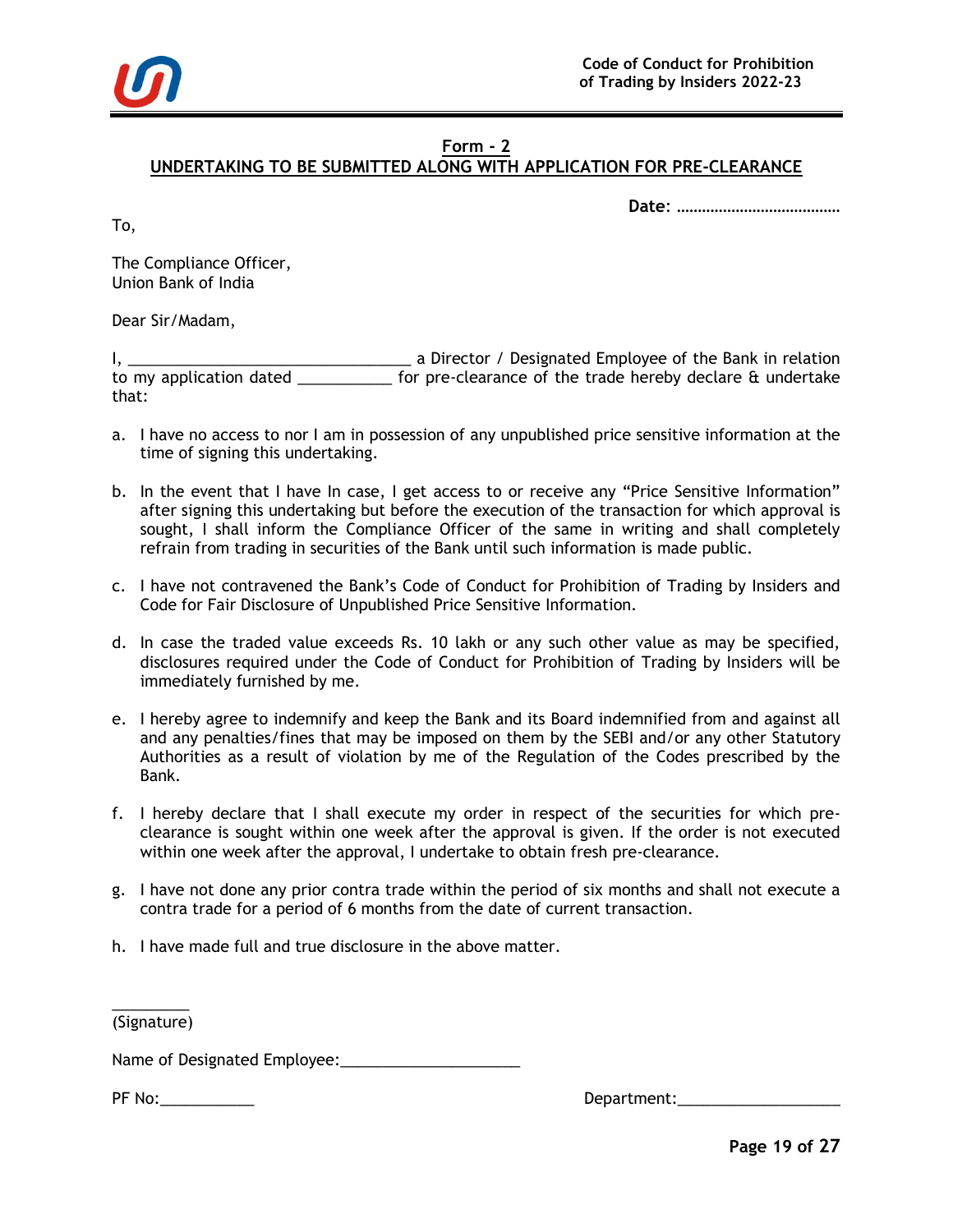## Form - 2

## UNDERTAKING TO BE SUBMITTED ALONG WITH APPLICATION FOR PRE-CLEARANCE

**Date: ………………………………**

To,

The Compliance Officer,
Union Bank of India

Dear Sir/Madam,

I, ________________________________ a Director / Designated Employee of the Bank in relation to my application dated ___________ for pre-clearance of the trade hereby declare & undertake that:

a. I have no access to nor I am in possession of any unpublished price sensitive information at the time of signing this undertaking.

b. In the event that I have In case, I get access to or receive any "Price Sensitive Information" after signing this undertaking but before the execution of the transaction for which approval is sought, I shall inform the Compliance Officer of the same in writing and shall completely refrain from trading in securities of the Bank until such information is made public.

c. I have not contravened the Bank's Code of Conduct for Prohibition of Trading by Insiders and Code for Fair Disclosure of Unpublished Price Sensitive Information.

d. In case the traded value exceeds Rs. 10 lakh or any such other value as may be specified, disclosures required under the Code of Conduct for Prohibition of Trading by Insiders will be immediately furnished by me.

e. I hereby agree to indemnify and keep the Bank and its Board indemnified from and against all and any penalties/fines that may be imposed on them by the SEBI and/or any other Statutory Authorities as a result of violation by me of the Regulation of the Codes prescribed by the Bank.

f. I hereby declare that I shall execute my order in respect of the securities for which pre-clearance is sought within one week after the approval is given. If the order is not executed within one week after the approval, I undertake to obtain fresh pre-clearance.

g. I have not done any prior contra trade within the period of six months and shall not execute a contra trade for a period of 6 months from the date of current transaction.

h. I have made full and true disclosure in the above matter.

_________
(Signature)

Name of Designated Employee:_____________________

PF No:___________ Department:___________________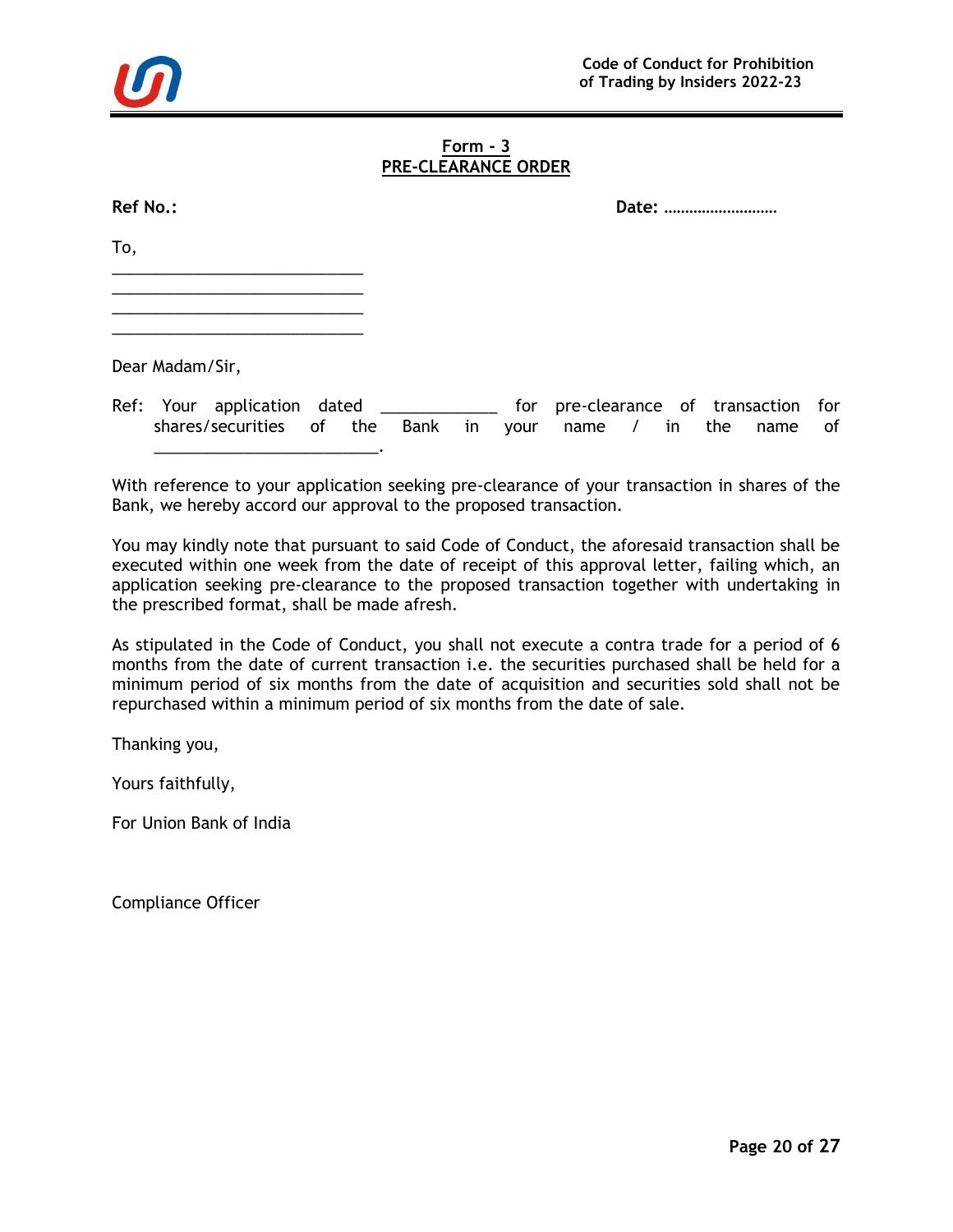## Form - 3
## PRE-CLEARANCE ORDER

**Ref No.:** **Date: ………………………**

To,

______________________________
______________________________
______________________________
______________________________

Dear Madam/Sir,

Ref: Your application dated _____________ for pre-clearance of transaction for shares/securities of the Bank in your name / in the name of _________________________.

With reference to your application seeking pre-clearance of your transaction in shares of the Bank, we hereby accord our approval to the proposed transaction.

You may kindly note that pursuant to said Code of Conduct, the aforesaid transaction shall be executed within one week from the date of receipt of this approval letter, failing which, an application seeking pre-clearance to the proposed transaction together with undertaking in the prescribed format, shall be made afresh.

As stipulated in the Code of Conduct, you shall not execute a contra trade for a period of 6 months from the date of current transaction i.e. the securities purchased shall be held for a minimum period of six months from the date of acquisition and securities sold shall not be repurchased within a minimum period of six months from the date of sale.

Thanking you,

Yours faithfully,

For Union Bank of India

Compliance Officer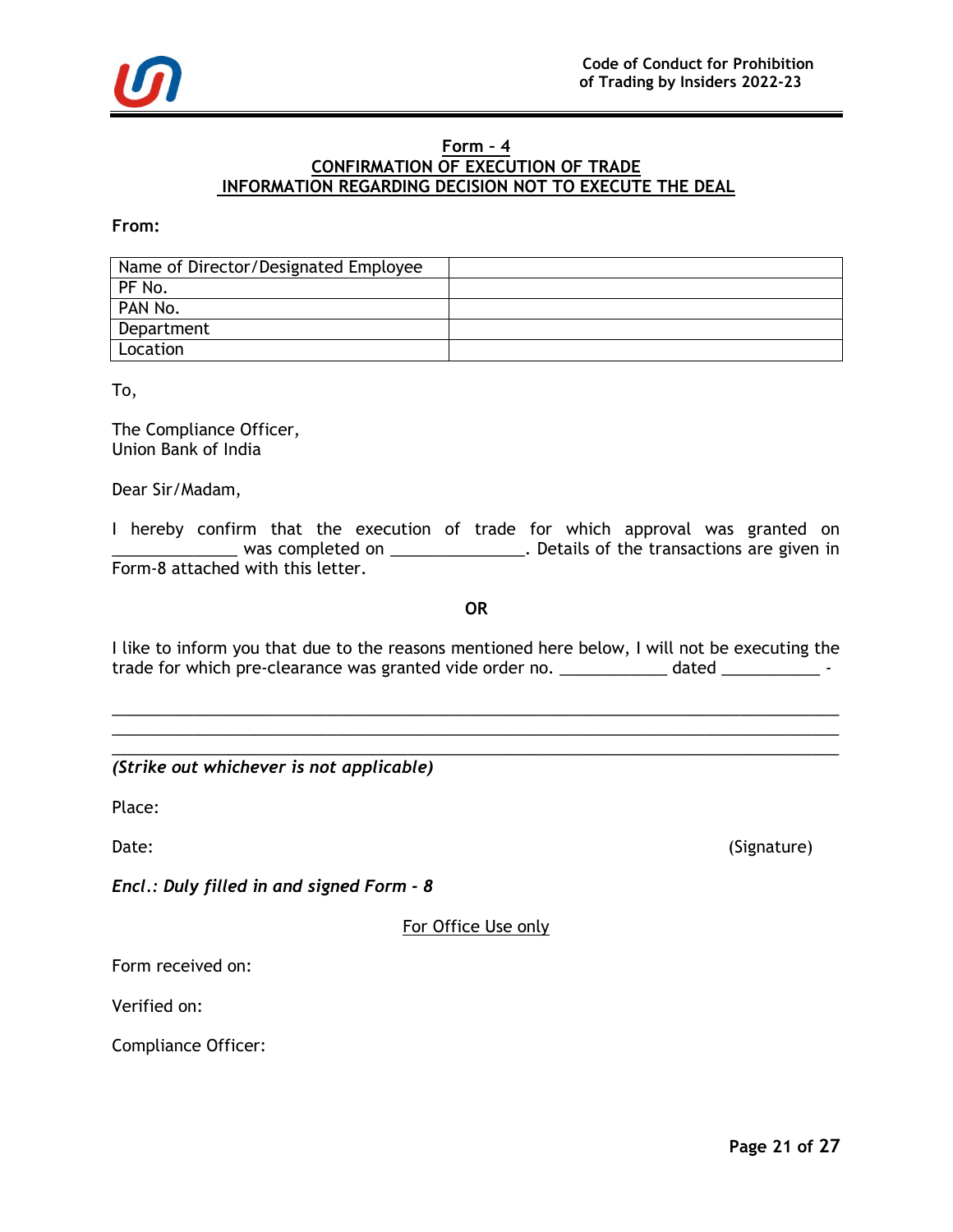## Form - 4
## CONFIRMATION OF EXECUTION OF TRADE
## INFORMATION REGARDING DECISION NOT TO EXECUTE THE DEAL

**From:**

| Name of Director/Designated Employee | |
|---|---|
| PF No. | |
| PAN No. | |
| Department | |
| Location | |

To,

The Compliance Officer,
Union Bank of India

Dear Sir/Madam,

I hereby confirm that the execution of trade for which approval was granted on ______________ was completed on _______________. Details of the transactions are given in Form-8 attached with this letter.

**OR**

I like to inform you that due to the reasons mentioned here below, I will not be executing the trade for which pre-clearance was granted vide order no. ____________ dated ___________ -

________________________________________________________________________________
________________________________________________________________________________
________________________________________________________________________________

*(Strike out whichever is not applicable)*

Place:

Date: (Signature)

*Encl.: Duly filled in and signed Form - 8*

For Office Use only

Form received on:

Verified on:

Compliance Officer: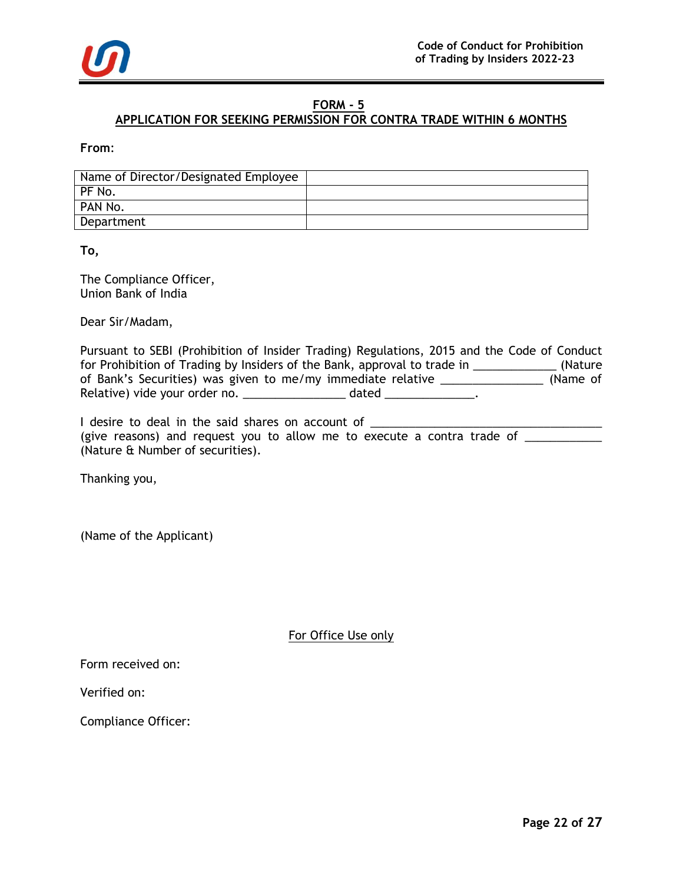## FORM - 5

## APPLICATION FOR SEEKING PERMISSION FOR CONTRA TRADE WITHIN 6 MONTHS

**From**:

| Name of Director/Designated Employee | |
|---|---|
| PF No. | |
| PAN No. | |
| Department | |

**To,**

The Compliance Officer,
Union Bank of India

Dear Sir/Madam,

Pursuant to SEBI (Prohibition of Insider Trading) Regulations, 2015 and the Code of Conduct for Prohibition of Trading by Insiders of the Bank, approval to trade in _____________ (Nature of Bank's Securities) was given to me/my immediate relative ________________ (Name of Relative) vide your order no. ________________ dated ______________.

I desire to deal in the said shares on account of ____________________________________ (give reasons) and request you to allow me to execute a contra trade of ___________ (Nature & Number of securities).

Thanking you,

(Name of the Applicant)

For Office Use only

Form received on:

Verified on:

Compliance Officer: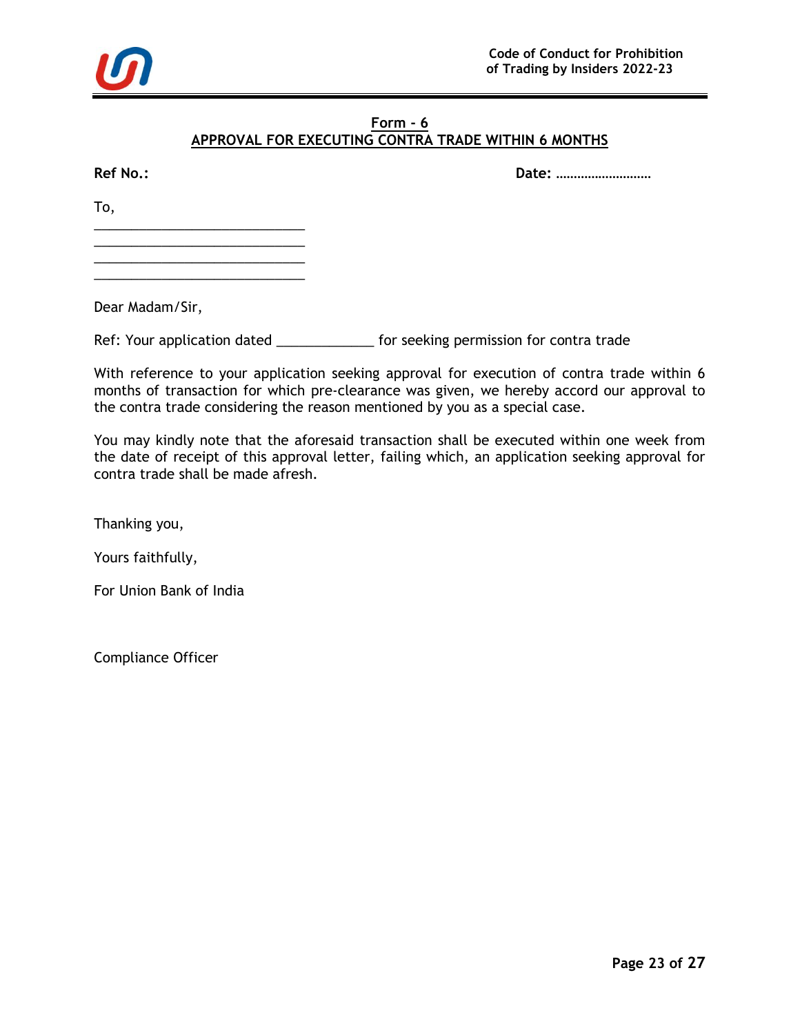## Form - 6

## APPROVAL FOR EXECUTING CONTRA TRADE WITHIN 6 MONTHS

**Ref No.:** **Date:** ………………………

To,

\_\_\_\_\_\_\_\_\_\_\_\_\_\_\_\_\_\_\_\_\_\_\_\_\_\_\_\_

\_\_\_\_\_\_\_\_\_\_\_\_\_\_\_\_\_\_\_\_\_\_\_\_\_\_\_\_

\_\_\_\_\_\_\_\_\_\_\_\_\_\_\_\_\_\_\_\_\_\_\_\_\_\_\_\_

\_\_\_\_\_\_\_\_\_\_\_\_\_\_\_\_\_\_\_\_\_\_\_\_\_\_\_\_

Dear Madam/Sir,

Ref: Your application dated \_\_\_\_\_\_\_\_\_\_\_\_\_ for seeking permission for contra trade

With reference to your application seeking approval for execution of contra trade within 6 months of transaction for which pre-clearance was given, we hereby accord our approval to the contra trade considering the reason mentioned by you as a special case.

You may kindly note that the aforesaid transaction shall be executed within one week from the date of receipt of this approval letter, failing which, an application seeking approval for contra trade shall be made afresh.

Thanking you,

Yours faithfully,

For Union Bank of India

Compliance Officer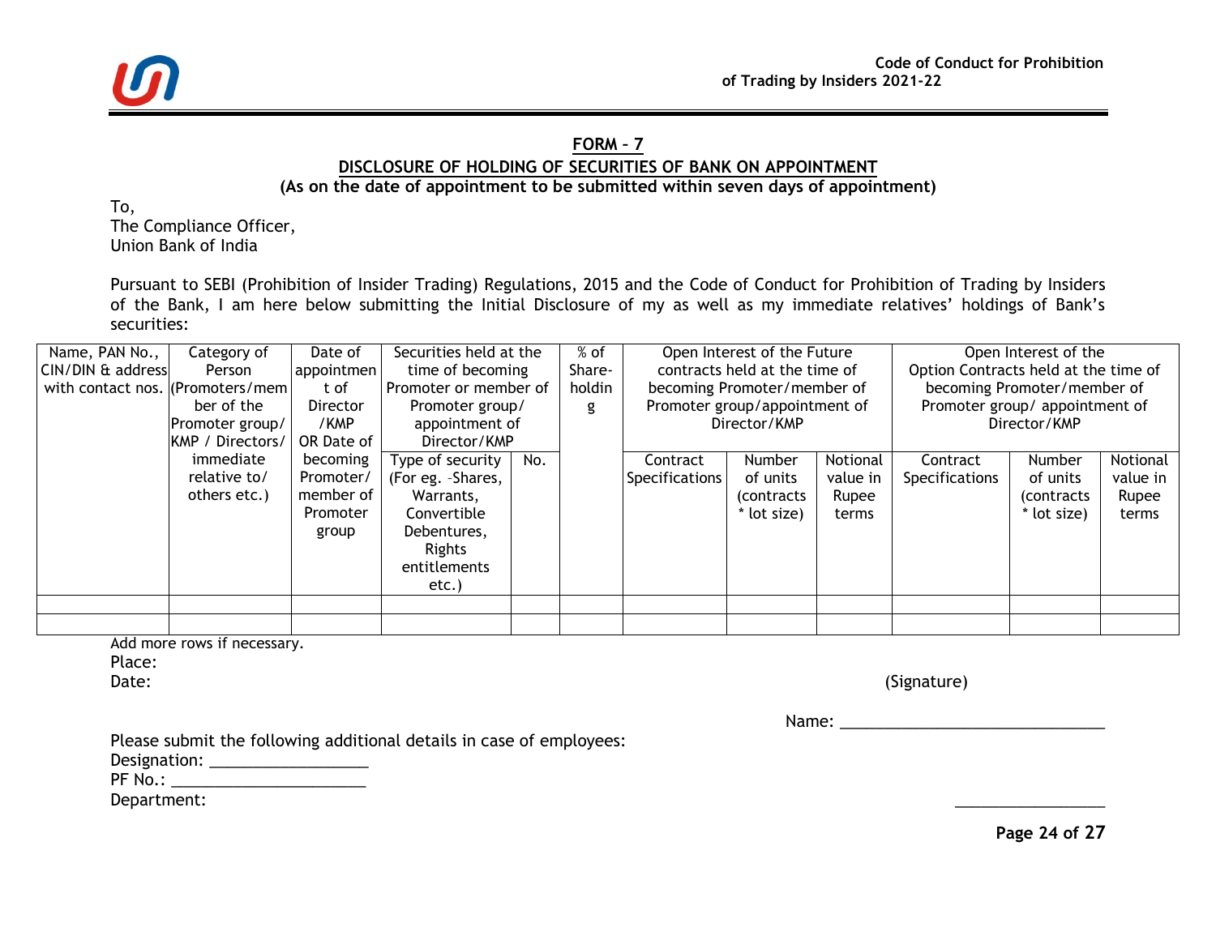**FORM – 7**

**DISCLOSURE OF HOLDING OF SECURITIES OF BANK ON APPOINTMENT**

**(As on the date of appointment to be submitted within seven days of appointment)**

To,
The Compliance Officer,
Union Bank of India

Pursuant to SEBI (Prohibition of Insider Trading) Regulations, 2015 and the Code of Conduct for Prohibition of Trading by Insiders of the Bank, I am here below submitting the Initial Disclosure of my as well as my immediate relatives' holdings of Bank's securities:

| Name, PAN No., CIN/DIN & address with contact nos. | Category of Person (Promoters/member of the Promoter group/ KMP / Directors/ immediate relative to/ others etc.) | Date of appointment of Director /KMP OR Date of becoming Promoter/ member of Promoter group | Securities held at the time of becoming Promoter or member of Promoter group/ appointment of Director/KMP | | % of Shareholding | Open Interest of the Future contracts held at the time of becoming Promoter/member of Promoter group/appointment of Director/KMP | | | Open Interest of the Option Contracts held at the time of becoming Promoter/member of Promoter group/ appointment of Director/KMP | | |
|---|---|---|---|---|---|---|---|---|---|---|---|
| | | | Type of security (For eg. –Shares, Warrants, Convertible Debentures, Rights entitlements etc.) | No. | | Contract Specifications | Number of units (contracts * lot size) | Notional value in Rupee terms | Contract Specifications | Number of units (contracts * lot size) | Notional value in Rupee terms |
| | | | | | | | | | | | |
| | | | | | | | | | | | |

Add more rows if necessary.

Place:

Date: (Signature)

Name: ______________________________

Please submit the following additional details in case of employees:

Designation: _________________

PF No.: ______________________

Department: _________________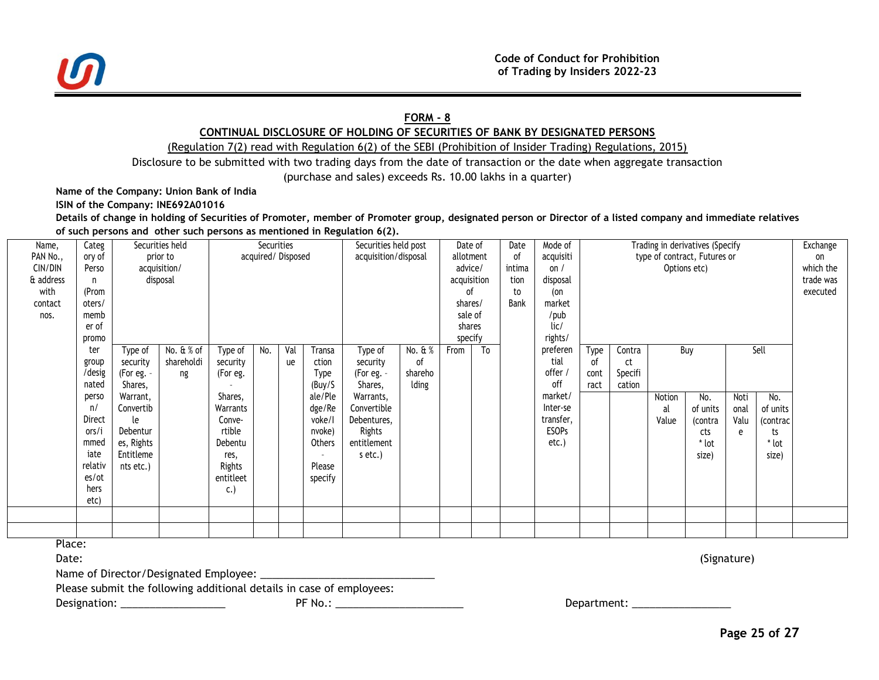## FORM - 8

### CONTINUAL DISCLOSURE OF HOLDING OF SECURITIES OF BANK BY DESIGNATED PERSONS

(Regulation 7(2) read with Regulation 6(2) of the SEBI (Prohibition of Insider Trading) Regulations, 2015)

Disclosure to be submitted with two trading days from the date of transaction or the date when aggregate transaction (purchase and sales) exceeds Rs. 10.00 lakhs in a quarter)

**Name of the Company: Union Bank of India**

**ISIN of the Company: INE692A01016**

**Details of change in holding of Securities of Promoter, member of Promoter group, designated person or Director of a listed company and immediate relatives of such persons and other such persons as mentioned in Regulation 6(2).**

| Name, PAN No., CIN/DIN & address with contact nos. | Category of Person (Promoters/ member of promoter group /designated person/ Directors/immediate relatives/others etc) | Securities held prior to acquisition/ disposal | | Securities acquired/ Disposed | | | | Securities held post acquisition/disposal | | Date of allotment advice/ acquisition of shares/ sale of shares specify | | Date of intimation to Bank | Mode of acquisition / disposal (on market /public/ rights/ preferential offer / off market/ Inter-se transfer, ESOPs etc.) | Trading in derivatives (Specify type of contract, Futures or Options etc) | | | | | | Exchange on which the trade was executed |
|---|---|---|---|---|---|---|---|---|---|---|---|---|---|---|---|---|---|---|---|---|
| | | Type of security (For eg. - Shares, Warrant, Convertible Debentures, Rights Entitlements etc.) | No. & % of shareholding | Type of security (For eg. - Shares, Warrants Convertible Debentures, Rights entitleet c.) | No. | Value | Transaction Type (Buy/Sale/Pledge/Revoke/Invoke) Others - Please specify | Type of security (For eg. - Shares, Warrants, Convertible Debentures, Rights entitlements etc.) | No. & % of shareholding | From | To | | | Type of contract | Contract Specification | Buy | | Sell | | |
| | | | | | | | | | | | | | | | | Notional Value | No. of units (contracts * lot size) | Notional Value | No. of units (contracts * lot size) | |
| | | | | | | | | | | | | | | | | | | | | |
| | | | | | | | | | | | | | | | | | | | | |

Place:

Date: (Signature)

Name of Director/Designated Employee: ____________________________

Please submit the following additional details in case of employees:

Designation: _________________ PF No.: _____________________ Department: ________________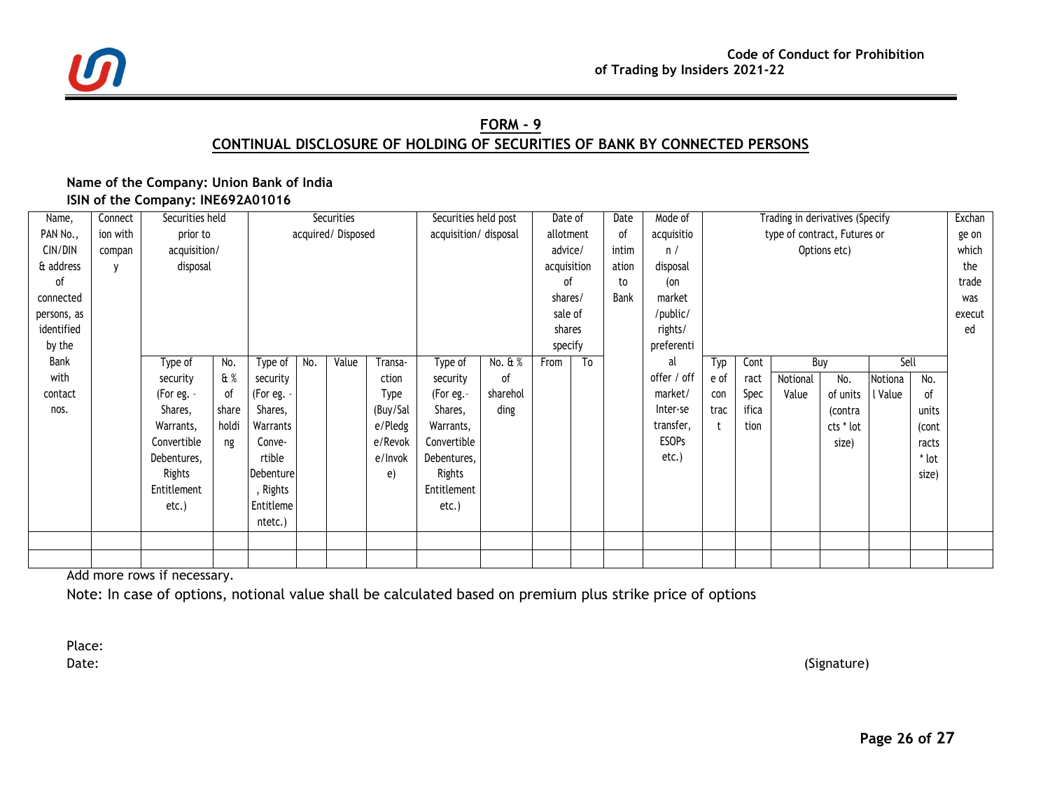## FORM - 9

## CONTINUAL DISCLOSURE OF HOLDING OF SECURITIES OF BANK BY CONNECTED PERSONS

**Name of the Company: Union Bank of India**
**ISIN of the Company: INE692A01016**

| Name, PAN No., CIN/DIN & address of connected persons, as identified by the Bank with contact nos. | Connection with company | Securities held prior to acquisition/ disposal | | Securities acquired/ Disposed | | | | Securities held post acquisition/ disposal | | Date of allotment advice/ acquisition of shares/ sale of shares specify | | Date of intimation to Bank | Mode of acquisition / disposal (on market /public/ rights/ preferential offer / off market/ Inter-se transfer, ESOPs etc.) | Trading in derivatives (Specify type of contract, Futures or Options etc) | | | | | | Exchange on which the trade was executed |
|---|---|---|---|---|---|---|---|---|---|---|---|---|---|---|---|---|---|---|---|---|
| | | Type of security (For eg. - Shares, Warrants, Convertible Debentures, Rights Entitlement etc.) | No. & % of shareholding | Type of security (For eg. - Shares, Warrants Convertible Debenture, Rights Entitlement etc.) | No. | Value | Transaction Type (Buy/Sale/Pledge/Revoke/Invoke) | Type of security (For eg.- Shares, Warrants, Convertible Debentures, Rights Entitlement etc.) | No. & % of shareholding | From | To | | | Type of contract | Contract Specification | Buy | | Sell | | |
| | | | | | | | | | | | | | | | | Notional Value | No. of units (contracts * lot size) | Notional Value | No. of units (contracts * lot size) | |
| | | | | | | | | | | | | | | | | | | | | |
| | | | | | | | | | | | | | | | | | | | | |

Add more rows if necessary.

Note: In case of options, notional value shall be calculated based on premium plus strike price of options

Place:
Date: (Signature)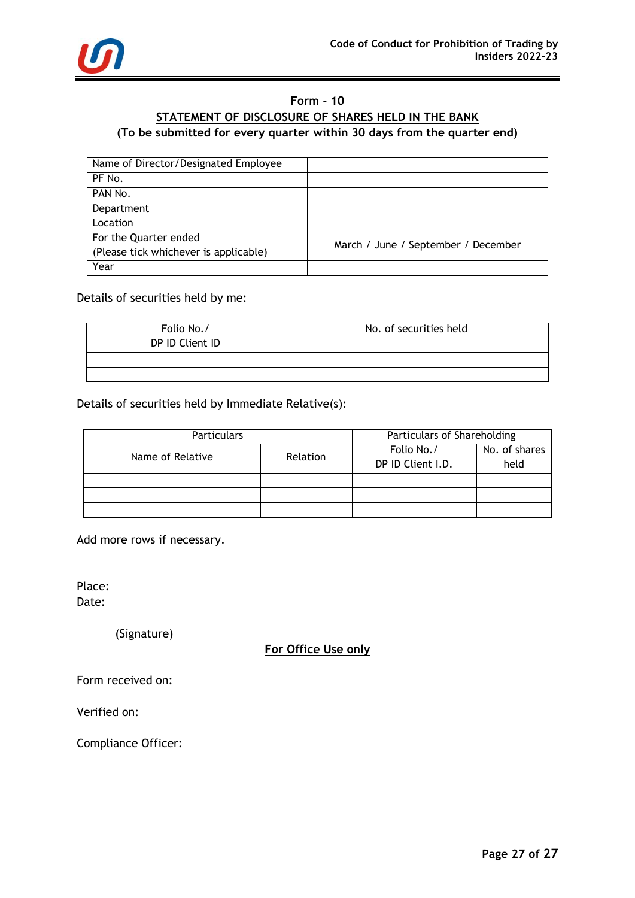## Form - 10

### STATEMENT OF DISCLOSURE OF SHARES HELD IN THE BANK

**(To be submitted for every quarter within 30 days from the quarter end)**

| | |
|---|---|
| Name of Director/Designated Employee | |
| PF No. | |
| PAN No. | |
| Department | |
| Location | |
| For the Quarter ended (Please tick whichever is applicable) | March / June / September / December |
| Year | |

Details of securities held by me:

| Folio No./ DP ID Client ID | No. of securities held |
|---|---|
| | |
| | |

Details of securities held by Immediate Relative(s):

| Particulars | | Particulars of Shareholding | |
|---|---|---|---|
| Name of Relative | Relation | Folio No./ DP ID Client I.D. | No. of shares held |
| | | | |
| | | | |
| | | | |

Add more rows if necessary.

Place:
Date:

(Signature)

**For Office Use only**

Form received on:

Verified on:

Compliance Officer: